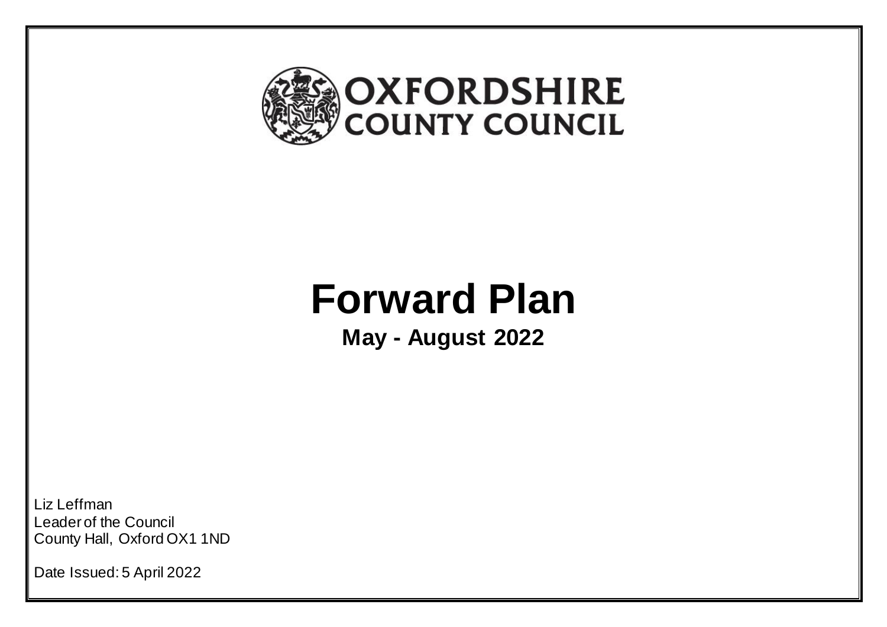OXFORDSHIRE
COUNTY COUNCIL

# Forward Plan

## May - August 2022

Liz Leffman
Leader of the Council
County Hall, Oxford OX1 1ND

Date Issued: 5 April 2022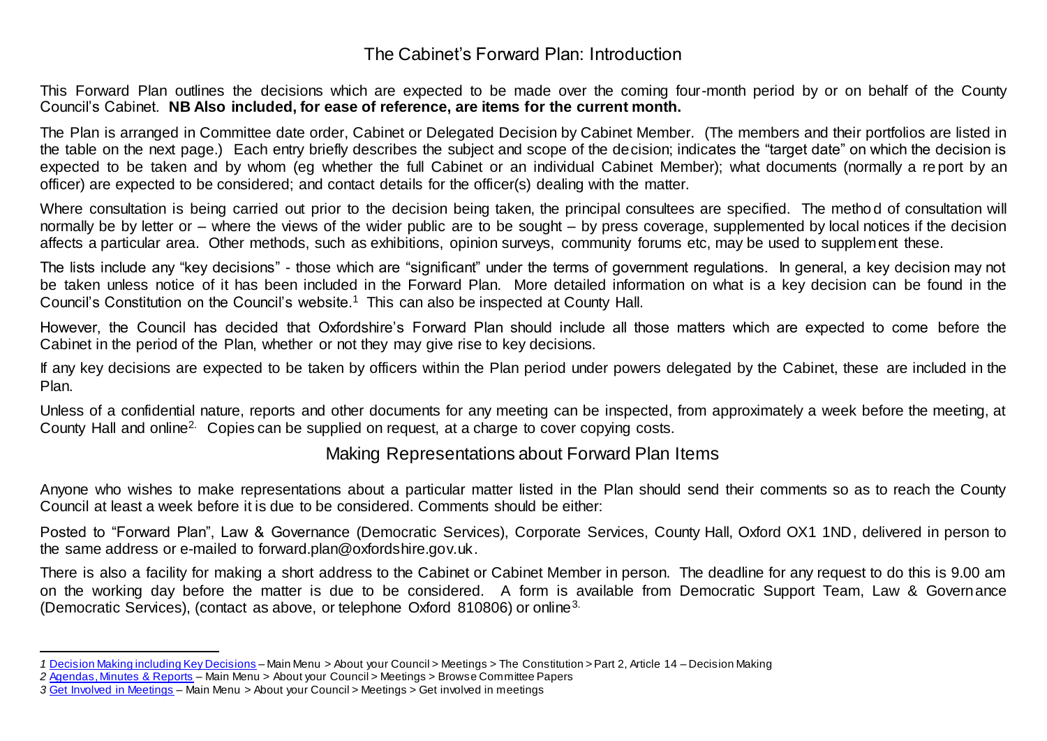# The Cabinet's Forward Plan: Introduction

This Forward Plan outlines the decisions which are expected to be made over the coming four-month period by or on behalf of the County Council's Cabinet. **NB Also included, for ease of reference, are items for the current month.**

The Plan is arranged in Committee date order, Cabinet or Delegated Decision by Cabinet Member. (The members and their portfolios are listed in the table on the next page.) Each entry briefly describes the subject and scope of the decision; indicates the "target date" on which the decision is expected to be taken and by whom (eg whether the full Cabinet or an individual Cabinet Member); what documents (normally a report by an officer) are expected to be considered; and contact details for the officer(s) dealing with the matter.

Where consultation is being carried out prior to the decision being taken, the principal consultees are specified. The method of consultation will normally be by letter or – where the views of the wider public are to be sought – by press coverage, supplemented by local notices if the decision affects a particular area. Other methods, such as exhibitions, opinion surveys, community forums etc, may be used to supplement these.

The lists include any "key decisions" - those which are "significant" under the terms of government regulations. In general, a key decision may not be taken unless notice of it has been included in the Forward Plan. More detailed information on what is a key decision can be found in the Council's Constitution on the Council's website.[1] This can also be inspected at County Hall.

However, the Council has decided that Oxfordshire's Forward Plan should include all those matters which are expected to come before the Cabinet in the period of the Plan, whether or not they may give rise to key decisions.

If any key decisions are expected to be taken by officers within the Plan period under powers delegated by the Cabinet, these are included in the Plan.

Unless of a confidential nature, reports and other documents for any meeting can be inspected, from approximately a week before the meeting, at County Hall and online[2.] Copies can be supplied on request, at a charge to cover copying costs.

## Making Representations about Forward Plan Items

Anyone who wishes to make representations about a particular matter listed in the Plan should send their comments so as to reach the County Council at least a week before it is due to be considered. Comments should be either:

Posted to "Forward Plan", Law & Governance (Democratic Services), Corporate Services, County Hall, Oxford OX1 1ND, delivered in person to the same address or e-mailed to forward.plan@oxfordshire.gov.uk.

There is also a facility for making a short address to the Cabinet or Cabinet Member in person. The deadline for any request to do this is 9.00 am on the working day before the matter is due to be considered. A form is available from Democratic Support Team, Law & Governance (Democratic Services), (contact as above, or telephone Oxford 810806) or online[3.]

---

*1* Decision Making including Key Decisions – Main Menu > About your Council > Meetings > The Constitution > Part 2, Article 14 – Decision Making

*2* Agendas, Minutes & Reports – Main Menu > About your Council > Meetings > Browse Committee Papers

*3* Get Involved in Meetings – Main Menu > About your Council > Meetings > Get involved in meetings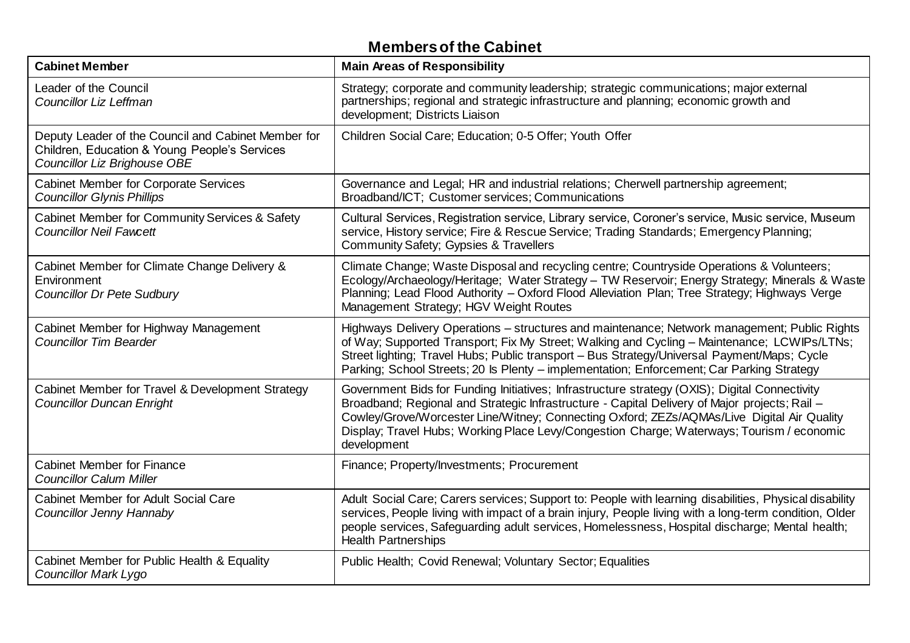## Members of the Cabinet

| Cabinet Member | Main Areas of Responsibility |
| --- | --- |
| Leader of the Council<br>*Councillor Liz Leffman* | Strategy; corporate and community leadership; strategic communications; major external partnerships; regional and strategic infrastructure and planning; economic growth and development; Districts Liaison |
| Deputy Leader of the Council and Cabinet Member for Children, Education & Young People's Services<br>*Councillor Liz Brighouse OBE* | Children Social Care; Education; 0-5 Offer; Youth Offer |
| Cabinet Member for Corporate Services<br>*Councillor Glynis Phillips* | Governance and Legal; HR and industrial relations; Cherwell partnership agreement; Broadband/ICT; Customer services; Communications |
| Cabinet Member for Community Services & Safety<br>*Councillor Neil Fawcett* | Cultural Services, Registration service, Library service, Coroner's service, Music service, Museum service, History service; Fire & Rescue Service; Trading Standards; Emergency Planning; Community Safety; Gypsies & Travellers |
| Cabinet Member for Climate Change Delivery & Environment<br>*Councillor Dr Pete Sudbury* | Climate Change; Waste Disposal and recycling centre; Countryside Operations & Volunteers; Ecology/Archaeology/Heritage; Water Strategy – TW Reservoir; Energy Strategy; Minerals & Waste Planning; Lead Flood Authority – Oxford Flood Alleviation Plan; Tree Strategy; Highways Verge Management Strategy; HGV Weight Routes |
| Cabinet Member for Highway Management<br>*Councillor Tim Bearder* | Highways Delivery Operations – structures and maintenance; Network management; Public Rights of Way; Supported Transport; Fix My Street; Walking and Cycling – Maintenance; LCWIPs/LTNs; Street lighting; Travel Hubs; Public transport – Bus Strategy/Universal Payment/Maps; Cycle Parking; School Streets; 20 Is Plenty – implementation; Enforcement; Car Parking Strategy |
| Cabinet Member for Travel & Development Strategy<br>*Councillor Duncan Enright* | Government Bids for Funding Initiatives; Infrastructure strategy (OXIS); Digital Connectivity Broadband; Regional and Strategic Infrastructure - Capital Delivery of Major projects; Rail – Cowley/Grove/Worcester Line/Witney; Connecting Oxford; ZEZs/AQMAs/Live Digital Air Quality Display; Travel Hubs; Working Place Levy/Congestion Charge; Waterways; Tourism / economic development |
| Cabinet Member for Finance<br>*Councillor Calum Miller* | Finance; Property/Investments; Procurement |
| Cabinet Member for Adult Social Care<br>*Councillor Jenny Hannaby* | Adult Social Care; Carers services; Support to: People with learning disabilities, Physical disability services, People living with impact of a brain injury, People living with a long-term condition, Older people services, Safeguarding adult services, Homelessness, Hospital discharge; Mental health; Health Partnerships |
| Cabinet Member for Public Health & Equality<br>*Councillor Mark Lygo* | Public Health; Covid Renewal; Voluntary Sector; Equalities |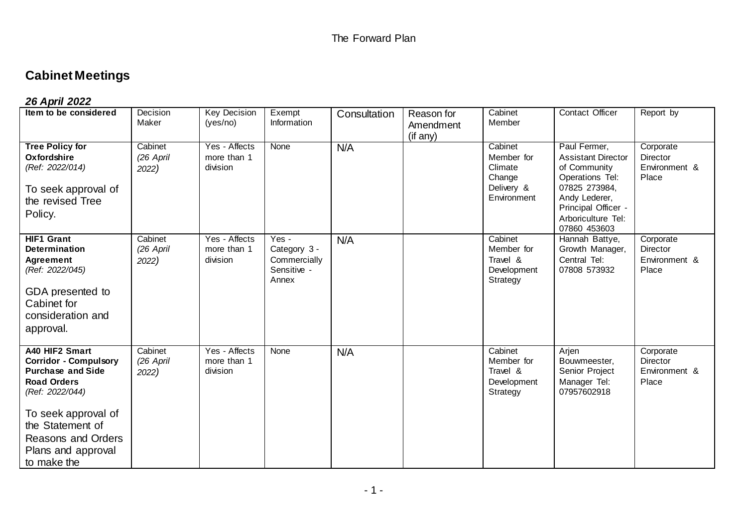The Forward Plan

## Cabinet Meetings

### *26 April 2022*

| Item to be considered | Decision Maker | Key Decision (yes/no) | Exempt Information | Consultation | Reason for Amendment (if any) | Cabinet Member | Contact Officer | Report by |
|---|---|---|---|---|---|---|---|---|
| **Tree Policy for Oxfordshire** *(Ref: 2022/014)* To seek approval of the revised Tree Policy. | Cabinet *(26 April 2022)* | Yes - Affects more than 1 division | None | N/A | | Cabinet Member for Climate Change Delivery & Environment | Paul Fermer, Assistant Director of Community Operations Tel: 07825 273984, Andy Lederer, Principal Officer - Arboriculture Tel: 07860 453603 | Corporate Director Environment & Place |
| **HIF1 Grant Determination Agreement** *(Ref: 2022/045)* GDA presented to Cabinet for consideration and approval. | Cabinet *(26 April 2022)* | Yes - Affects more than 1 division | Yes - Category 3 - Commercially Sensitive - Annex | N/A | | Cabinet Member for Travel & Development Strategy | Hannah Battye, Growth Manager, Central Tel: 07808 573932 | Corporate Director Environment & Place |
| **A40 HIF2 Smart Corridor - Compulsory Purchase and Side Road Orders** *(Ref: 2022/044)* To seek approval of the Statement of Reasons and Orders Plans and approval to make the | Cabinet *(26 April 2022)* | Yes - Affects more than 1 division | None | N/A | | Cabinet Member for Travel & Development Strategy | Arjen Bouwmeester, Senior Project Manager Tel: 07957602918 | Corporate Director Environment & Place |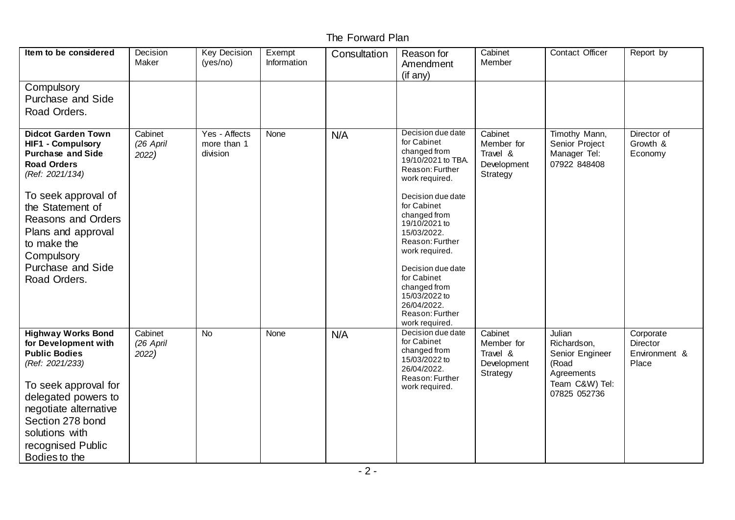# The Forward Plan

| Item to be considered | Decision Maker | Key Decision (yes/no) | Exempt Information | Consultation | Reason for Amendment (if any) | Cabinet Member | Contact Officer | Report by |
|---|---|---|---|---|---|---|---|---|
| Compulsory Purchase and Side Road Orders. | | | | | | | | |
| **Didcot Garden Town HIF1 - Compulsory Purchase and Side Road Orders** *(Ref: 2021/134)* To seek approval of the Statement of Reasons and Orders Plans and approval to make the Compulsory Purchase and Side Road Orders. | Cabinet *(26 April 2022)* | Yes - Affects more than 1 division | None | N/A | Decision due date for Cabinet changed from 19/10/2021 to TBA. Reason: Further work required. Decision due date for Cabinet changed from 19/10/2021 to 15/03/2022. Reason: Further work required. Decision due date for Cabinet changed from 15/03/2022 to 26/04/2022. Reason: Further work required. | Cabinet Member for Travel & Development Strategy | Timothy Mann, Senior Project Manager Tel: 07922 848408 | Director of Growth & Economy |
| **Highway Works Bond for Development with Public Bodies** *(Ref: 2021/233)* To seek approval for delegated powers to negotiate alternative Section 278 bond solutions with recognised Public Bodies to the | Cabinet *(26 April 2022)* | No | None | N/A | Decision due date for Cabinet changed from 15/03/2022 to 26/04/2022. Reason: Further work required. | Cabinet Member for Travel & Development Strategy | Julian Richardson, Senior Engineer (Road Agreements Team C&W) Tel: 07825 052736 | Corporate Director Environment & Place |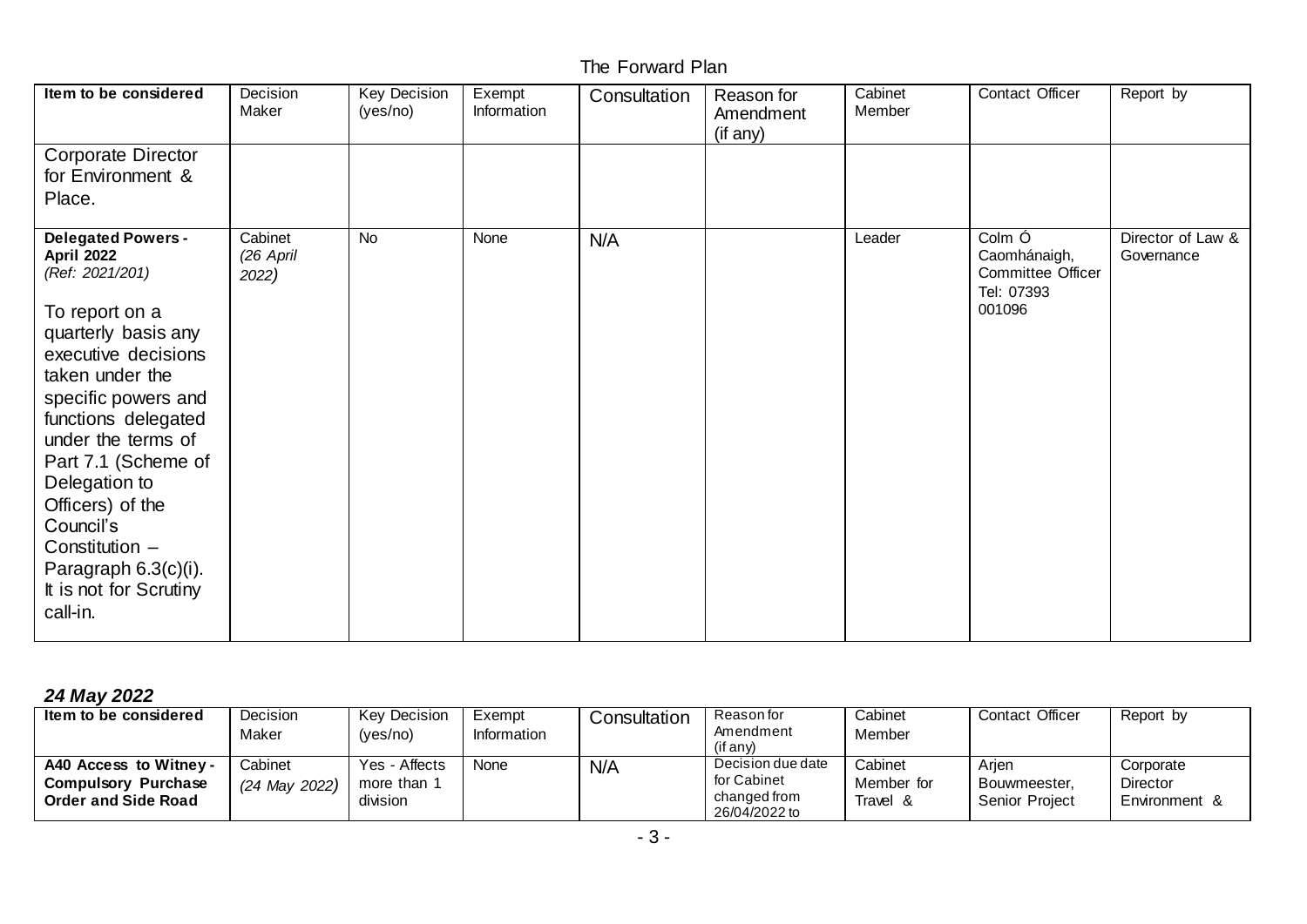The Forward Plan

| Item to be considered | Decision Maker | Key Decision (yes/no) | Exempt Information | Consultation | Reason for Amendment (if any) | Cabinet Member | Contact Officer | Report by |
|---|---|---|---|---|---|---|---|---|
| Corporate Director for Environment & Place. | | | | | | | | |
| **Delegated Powers - April 2022** *(Ref: 2021/201)* To report on a quarterly basis any executive decisions taken under the specific powers and functions delegated under the terms of Part 7.1 (Scheme of Delegation to Officers) of the Council's Constitution – Paragraph 6.3(c)(i). It is not for Scrutiny call-in. | Cabinet *(26 April 2022)* | No | None | N/A | | Leader | Colm Ó Caomhánaigh, Committee Officer Tel: 07393 001096 | Director of Law & Governance |

### *24 May 2022*

| Item to be considered | Decision Maker | Key Decision (yes/no) | Exempt Information | Consultation | Reason for Amendment (if any) | Cabinet Member | Contact Officer | Report by |
|---|---|---|---|---|---|---|---|---|
| **A40 Access to Witney - Compulsory Purchase Order and Side Road** | Cabinet *(24 May 2022)* | Yes - Affects more than 1 division | None | N/A | Decision due date for Cabinet changed from 26/04/2022 to | Cabinet Member for Travel & | Arjen Bouwmeester, Senior Project | Corporate Director Environment & |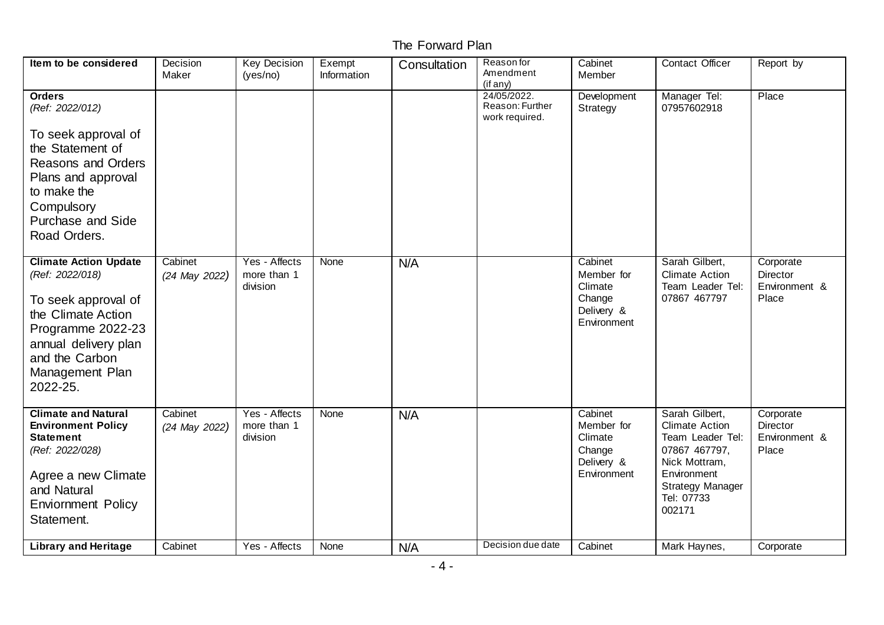The Forward Plan

| Item to be considered | Decision Maker | Key Decision (yes/no) | Exempt Information | Consultation | Reason for Amendment (if any) | Cabinet Member | Contact Officer | Report by |
|---|---|---|---|---|---|---|---|---|
| **Orders** *(Ref: 2022/012)* To seek approval of the Statement of Reasons and Orders Plans and approval to make the Compulsory Purchase and Side Road Orders. | | | | | 24/05/2022. Reason: Further work required. | Development Strategy | Manager Tel: 07957602918 | Place |
| **Climate Action Update** *(Ref: 2022/018)* To seek approval of the Climate Action Programme 2022-23 annual delivery plan and the Carbon Management Plan 2022-25. | Cabinet *(24 May 2022)* | Yes - Affects more than 1 division | None | N/A | | Cabinet Member for Climate Change Delivery & Environment | Sarah Gilbert, Climate Action Team Leader Tel: 07867 467797 | Corporate Director Environment & Place |
| **Climate and Natural Environment Policy Statement** *(Ref: 2022/028)* Agree a new Climate and Natural Enviornment Policy Statement. | Cabinet *(24 May 2022)* | Yes - Affects more than 1 division | None | N/A | | Cabinet Member for Climate Change Delivery & Environment | Sarah Gilbert, Climate Action Team Leader Tel: 07867 467797, Nick Mottram, Environment Strategy Manager Tel: 07733 002171 | Corporate Director Environment & Place |
| **Library and Heritage** | Cabinet | Yes - Affects | None | N/A | Decision due date | Cabinet | Mark Haynes, | Corporate |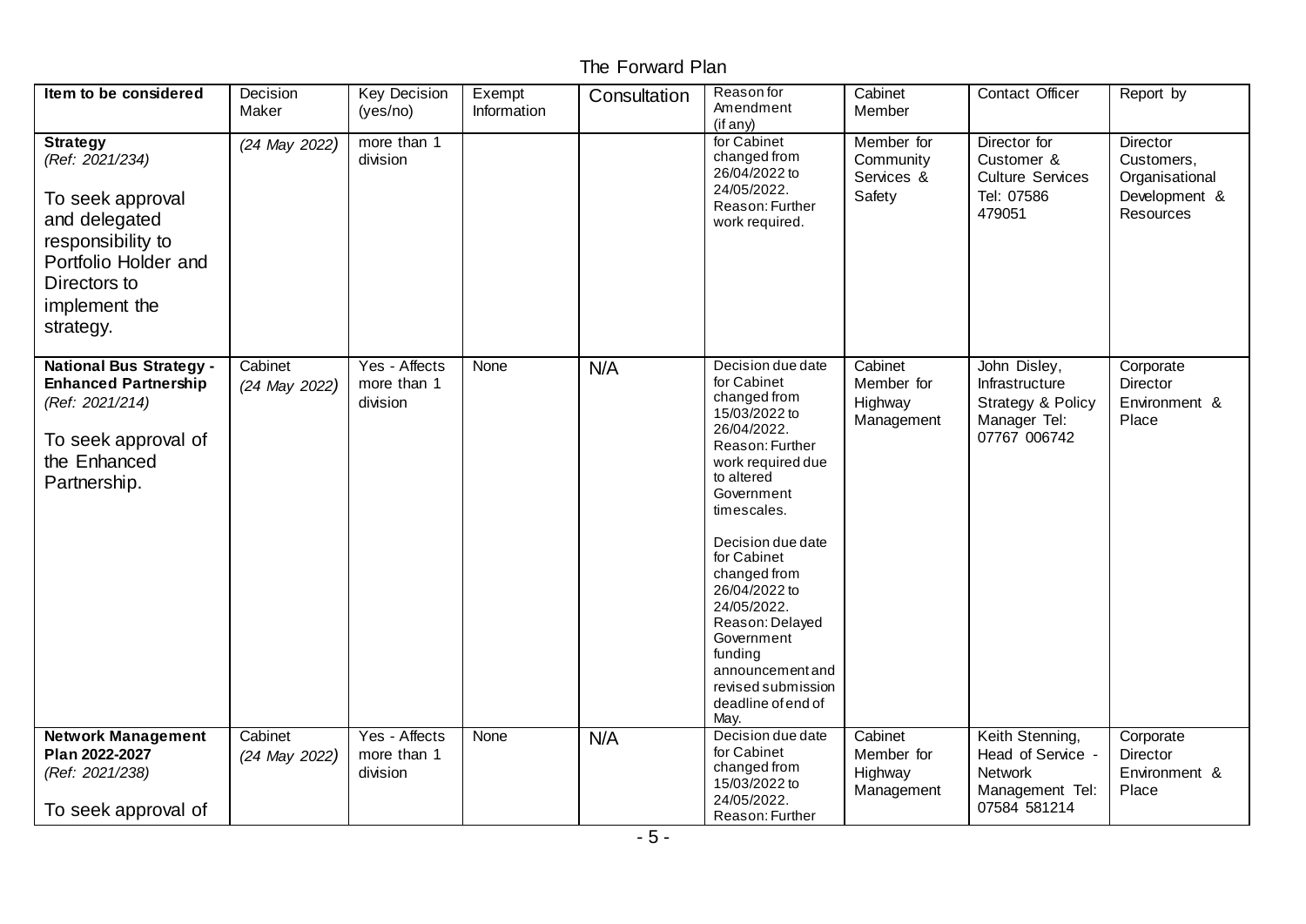The Forward Plan

| Item to be considered | Decision Maker | Key Decision (yes/no) | Exempt Information | Consultation | Reason for Amendment (if any) | Cabinet Member | Contact Officer | Report by |
|---|---|---|---|---|---|---|---|---|
| **Strategy** *(Ref: 2021/234)* To seek approval and delegated responsibility to Portfolio Holder and Directors to implement the strategy. | *(24 May 2022)* | more than 1 division | | | for Cabinet changed from 26/04/2022 to 24/05/2022. Reason: Further work required. | Member for Community Services & Safety | Director for Customer & Culture Services Tel: 07586 479051 | Director Customers, Organisational Development & Resources |
| **National Bus Strategy - Enhanced Partnership** *(Ref: 2021/214)* To seek approval of the Enhanced Partnership. | Cabinet *(24 May 2022)* | Yes - Affects more than 1 division | None | N/A | Decision due date for Cabinet changed from 15/03/2022 to 26/04/2022. Reason: Further work required due to altered Government timescales. Decision due date for Cabinet changed from 26/04/2022 to 24/05/2022. Reason: Delayed Government funding announcement and revised submission deadline of end of May. | Cabinet Member for Highway Management | John Disley, Infrastructure Strategy & Policy Manager Tel: 07767 006742 | Corporate Director Environment & Place |
| **Network Management Plan 2022-2027** *(Ref: 2021/238)* To seek approval of | Cabinet *(24 May 2022)* | Yes - Affects more than 1 division | None | N/A | Decision due date for Cabinet changed from 15/03/2022 to 24/05/2022. Reason: Further | Cabinet Member for Highway Management | Keith Stenning, Head of Service - Network Management Tel: 07584 581214 | Corporate Director Environment & Place |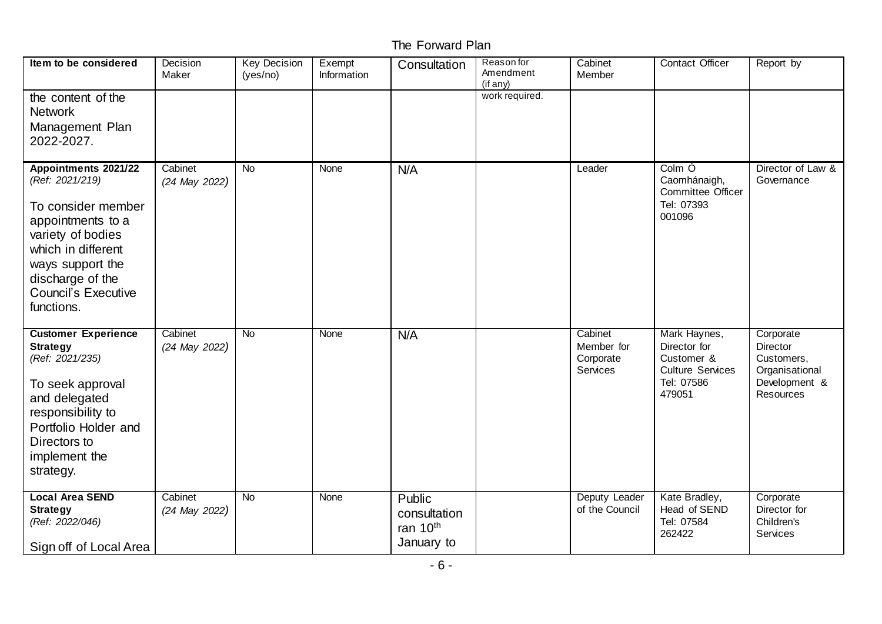The Forward Plan

| Item to be considered | Decision Maker | Key Decision (yes/no) | Exempt Information | Consultation | Reason for Amendment (if any) | Cabinet Member | Contact Officer | Report by |
|---|---|---|---|---|---|---|---|---|
| the content of the Network Management Plan 2022-2027. | | | | | work required. | | | |
| **Appointments 2021/22** *(Ref: 2021/219)*<br><br>To consider member appointments to a variety of bodies which in different ways support the discharge of the Council's Executive functions. | Cabinet *(24 May 2022)* | No | None | N/A | | Leader | Colm Ó Caomhánaigh, Committee Officer Tel: 07393 001096 | Director of Law & Governance |
| **Customer Experience Strategy** *(Ref: 2021/235)*<br><br>To seek approval and delegated responsibility to Portfolio Holder and Directors to implement the strategy. | Cabinet *(24 May 2022)* | No | None | N/A | | Cabinet Member for Corporate Services | Mark Haynes, Director for Customer & Culture Services Tel: 07586 479051 | Corporate Director Customers, Organisational Development & Resources |
| **Local Area SEND Strategy** *(Ref: 2022/046)*<br><br>Sign off of Local Area | Cabinet *(24 May 2022)* | No | None | Public consultation ran 10th January to | | Deputy Leader of the Council | Kate Bradley, Head of SEND Tel: 07584 262422 | Corporate Director for Children's Services |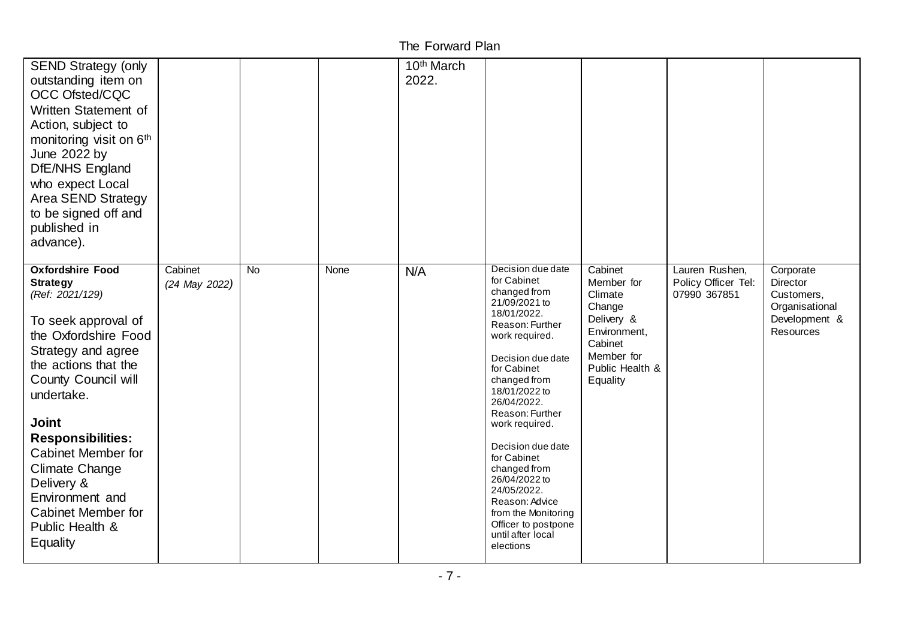| | | | | | | | | |
|---|---|---|---|---|---|---|---|---|
| SEND Strategy (only outstanding item on OCC Ofsted/CQC Written Statement of Action, subject to monitoring visit on 6th June 2022 by DfE/NHS England who expect Local Area SEND Strategy to be signed off and published in advance). | | | | 10th March 2022. | | | | |
| **Oxfordshire Food Strategy** *(Ref: 2021/129)*<br><br>To seek approval of the Oxfordshire Food Strategy and agree the actions that the County Council will undertake.<br><br>**Joint Responsibilities:** Cabinet Member for Climate Change Delivery & Environment and Cabinet Member for Public Health & Equality | Cabinet *(24 May 2022)* | No | None | N/A | Decision due date for Cabinet changed from 21/09/2021 to 18/01/2022. Reason: Further work required.<br><br>Decision due date for Cabinet changed from 18/01/2022 to 26/04/2022. Reason: Further work required.<br><br>Decision due date for Cabinet changed from 26/04/2022 to 24/05/2022. Reason: Advice from the Monitoring Officer to postpone until after local elections | Cabinet Member for Climate Change Delivery & Environment, Cabinet Member for Public Health & Equality | Lauren Rushen, Policy Officer Tel: 07990 367851 | Corporate Director Customers, Organisational Development & Resources |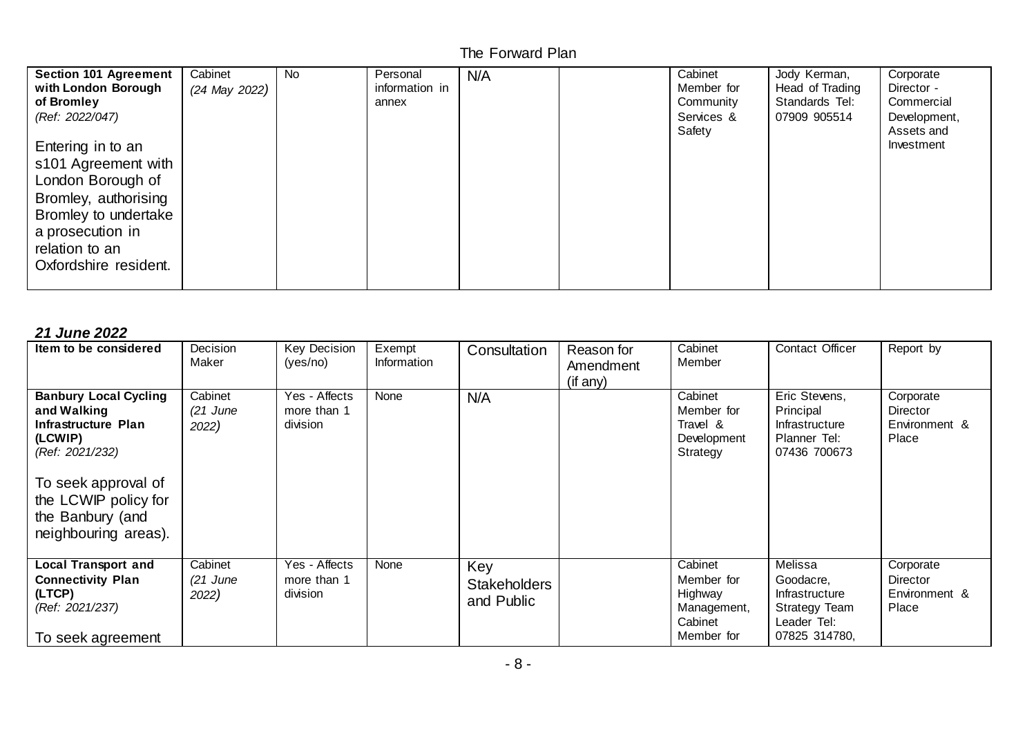| Section 101 Agreement with London Borough of Bromley<br>*(Ref: 2022/047)*<br><br>Entering in to an s101 Agreement with London Borough of Bromley, authorising Bromley to undertake a prosecution in relation to an Oxfordshire resident. | Cabinet<br>*(24 May 2022)* | No | Personal information in annex | N/A | | Cabinet Member for Community Services & Safety | Jody Kerman, Head of Trading Standards Tel: 07909 905514 | Corporate Director - Commercial Development, Assets and Investment |
|---|---|---|---|---|---|---|---|---|

***21 June 2022***

| Item to be considered | Decision Maker | Key Decision (yes/no) | Exempt Information | Consultation | Reason for Amendment (if any) | Cabinet Member | Contact Officer | Report by |
|---|---|---|---|---|---|---|---|---|
| **Banbury Local Cycling and Walking Infrastructure Plan (LCWIP)**<br>*(Ref: 2021/232)*<br><br>To seek approval of the LCWIP policy for the Banbury (and neighbouring areas). | Cabinet<br>*(21 June 2022)* | Yes - Affects more than 1 division | None | N/A | | Cabinet Member for Travel & Development Strategy | Eric Stevens, Principal Infrastructure Planner Tel: 07436 700673 | Corporate Director Environment & Place |
| **Local Transport and Connectivity Plan (LTCP)**<br>*(Ref: 2021/237)*<br><br>To seek agreement | Cabinet<br>*(21 June 2022)* | Yes - Affects more than 1 division | None | Key Stakeholders and Public | | Cabinet Member for Highway Management, Cabinet Member for | Melissa Goodacre, Infrastructure Strategy Team Leader Tel: 07825 314780, | Corporate Director Environment & Place |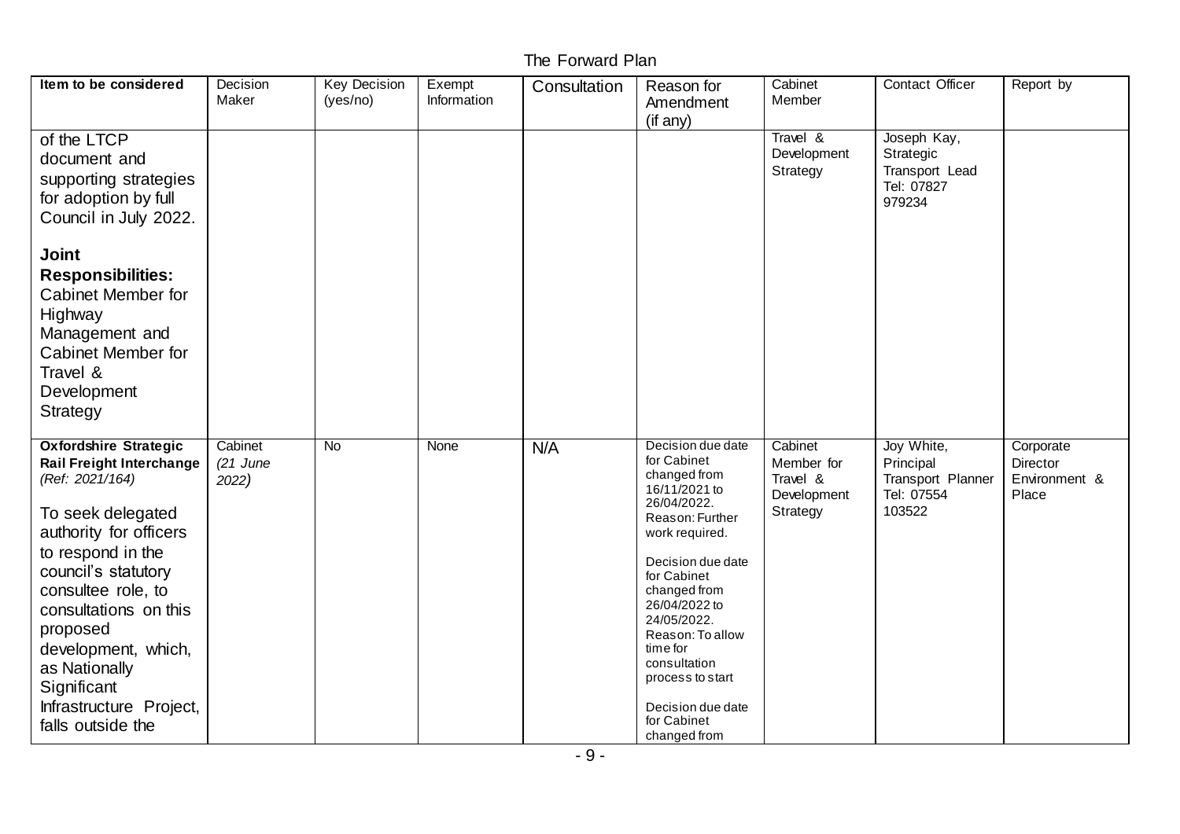The Forward Plan

| Item to be considered | Decision Maker | Key Decision (yes/no) | Exempt Information | Consultation | Reason for Amendment (if any) | Cabinet Member | Contact Officer | Report by |
|---|---|---|---|---|---|---|---|---|
| of the LTCP document and supporting strategies for adoption by full Council in July 2022.<br><br>**Joint Responsibilities:** Cabinet Member for Highway Management and Cabinet Member for Travel & Development Strategy | | | | | | Travel & Development Strategy | Joseph Kay, Strategic Transport Lead Tel: 07827 979234 | |
| **Oxfordshire Strategic Rail Freight Interchange** *(Ref: 2021/164)*<br><br>To seek delegated authority for officers to respond in the council's statutory consultee role, to consultations on this proposed development, which, as Nationally Significant Infrastructure Project, falls outside the | Cabinet *(21 June 2022)* | No | None | N/A | Decision due date for Cabinet changed from 16/11/2021 to 26/04/2022. Reason: Further work required.<br><br>Decision due date for Cabinet changed from 26/04/2022 to 24/05/2022. Reason: To allow time for consultation process to start<br><br>Decision due date for Cabinet changed from | Cabinet Member for Travel & Development Strategy | Joy White, Principal Transport Planner Tel: 07554 103522 | Corporate Director Environment & Place |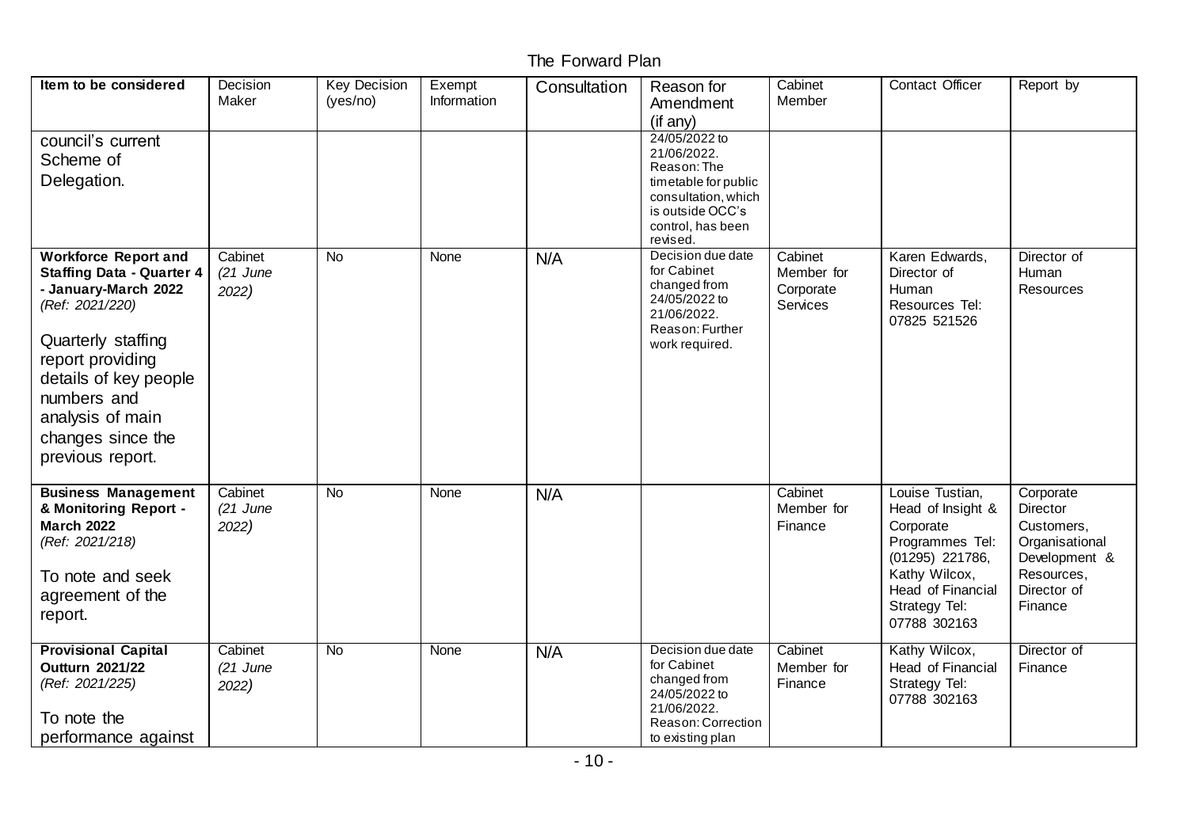The Forward Plan

| Item to be considered | Decision Maker | Key Decision (yes/no) | Exempt Information | Consultation | Reason for Amendment (if any) | Cabinet Member | Contact Officer | Report by |
|---|---|---|---|---|---|---|---|---|
| council's current Scheme of Delegation. | | | | | 24/05/2022 to 21/06/2022. Reason: The timetable for public consultation, which is outside OCC's control, has been revised. | | | |
| **Workforce Report and Staffing Data - Quarter 4 - January-March 2022** *(Ref: 2021/220)* Quarterly staffing report providing details of key people numbers and analysis of main changes since the previous report. | Cabinet *(21 June 2022)* | No | None | N/A | Decision due date for Cabinet changed from 24/05/2022 to 21/06/2022. Reason: Further work required. | Cabinet Member for Corporate Services | Karen Edwards, Director of Human Resources Tel: 07825 521526 | Director of Human Resources |
| **Business Management & Monitoring Report - March 2022** *(Ref: 2021/218)* To note and seek agreement of the report. | Cabinet *(21 June 2022)* | No | None | N/A | | Cabinet Member for Finance | Louise Tustian, Head of Insight & Corporate Programmes Tel: (01295) 221786, Kathy Wilcox, Head of Financial Strategy Tel: 07788 302163 | Corporate Director Customers, Organisational Development & Resources, Director of Finance |
| **Provisional Capital Outturn 2021/22** *(Ref: 2021/225)* To note the performance against | Cabinet *(21 June 2022)* | No | None | N/A | Decision due date for Cabinet changed from 24/05/2022 to 21/06/2022. Reason: Correction to existing plan | Cabinet Member for Finance | Kathy Wilcox, Head of Financial Strategy Tel: 07788 302163 | Director of Finance |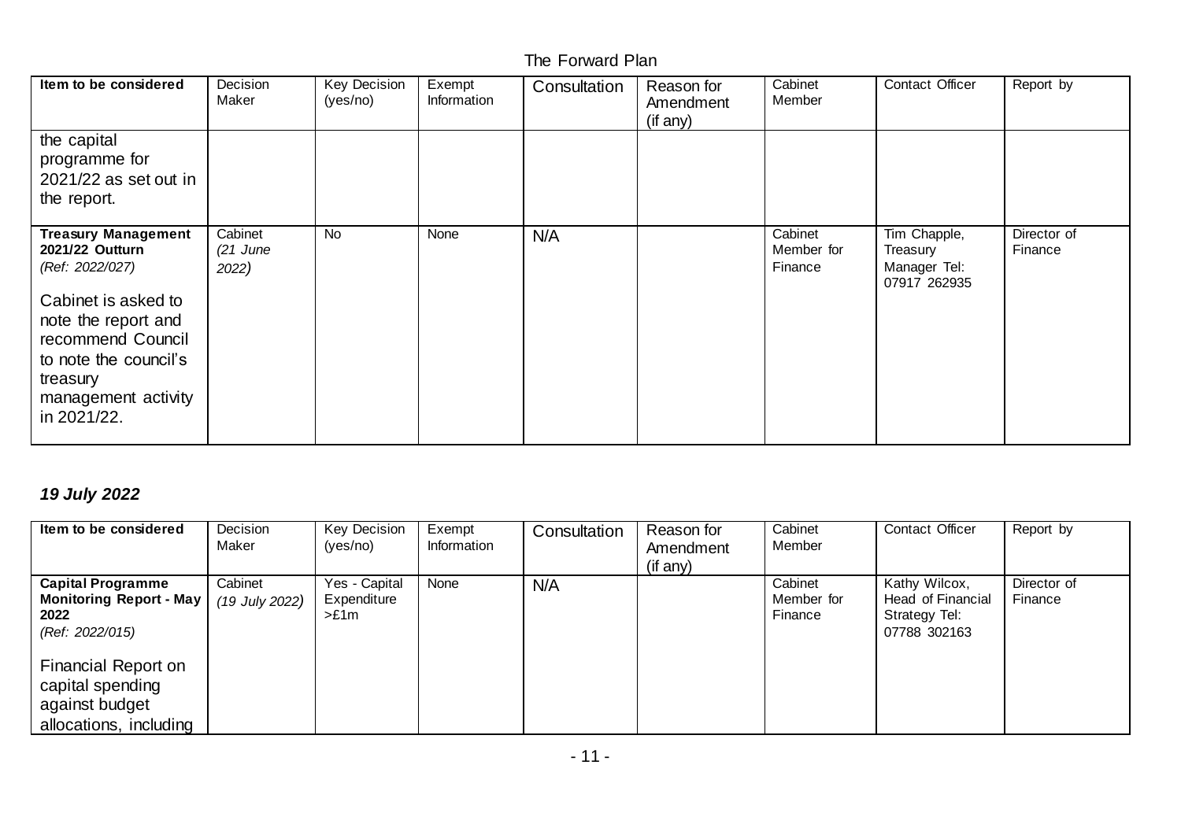| Item to be considered | Decision Maker | Key Decision (yes/no) | Exempt Information | Consultation | Reason for Amendment (if any) | Cabinet Member | Contact Officer | Report by |
|---|---|---|---|---|---|---|---|---|
| the capital programme for 2021/22 as set out in the report. | | | | | | | | |
| **Treasury Management 2021/22 Outturn** *(Ref: 2022/027)* Cabinet is asked to note the report and recommend Council to note the council's treasury management activity in 2021/22. | Cabinet *(21 June 2022)* | No | None | N/A | | Cabinet Member for Finance | Tim Chapple, Treasury Manager Tel: 07917 262935 | Director of Finance |

### *19 July 2022*

| Item to be considered | Decision Maker | Key Decision (yes/no) | Exempt Information | Consultation | Reason for Amendment (if any) | Cabinet Member | Contact Officer | Report by |
|---|---|---|---|---|---|---|---|---|
| **Capital Programme Monitoring Report - May 2022** *(Ref: 2022/015)* Financial Report on capital spending against budget allocations, including | Cabinet *(19 July 2022)* | Yes - Capital Expenditure >£1m | None | N/A | | Cabinet Member for Finance | Kathy Wilcox, Head of Financial Strategy Tel: 07788 302163 | Director of Finance |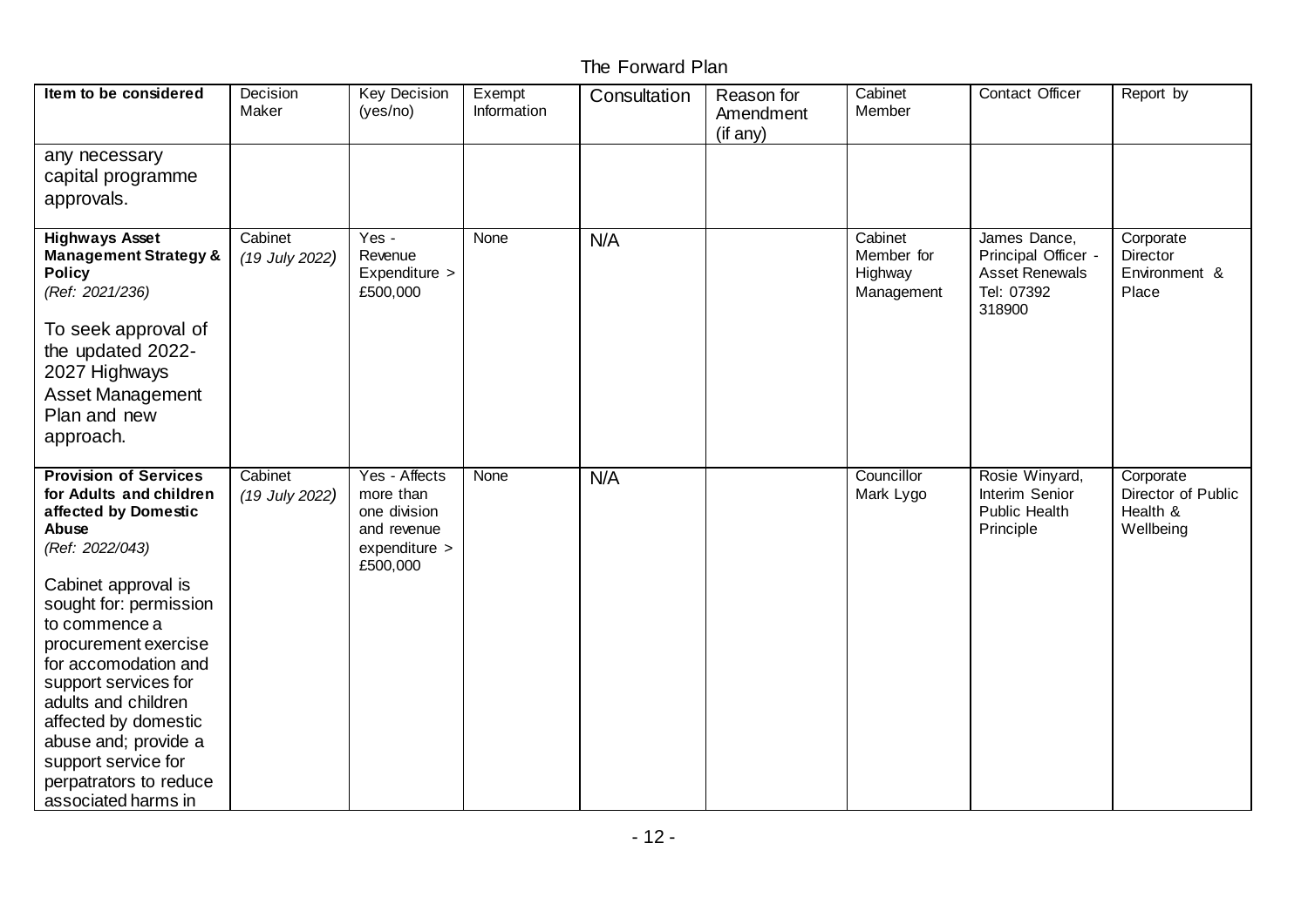The Forward Plan

| Item to be considered | Decision Maker | Key Decision (yes/no) | Exempt Information | Consultation | Reason for Amendment (if any) | Cabinet Member | Contact Officer | Report by |
|---|---|---|---|---|---|---|---|---|
| any necessary capital programme approvals. | | | | | | | | |
| **Highways Asset Management Strategy & Policy** *(Ref: 2021/236)* To seek approval of the updated 2022-2027 Highways Asset Management Plan and new approach. | Cabinet *(19 July 2022)* | Yes - Revenue Expenditure > £500,000 | None | N/A | | Cabinet Member for Highway Management | James Dance, Principal Officer - Asset Renewals Tel: 07392 318900 | Corporate Director Environment & Place |
| **Provision of Services for Adults and children affected by Domestic Abuse** *(Ref: 2022/043)* Cabinet approval is sought for: permission to commence a procurement exercise for accomodation and support services for adults and children affected by domestic abuse and; provide a support service for perpatrators to reduce associated harms in | Cabinet *(19 July 2022)* | Yes - Affects more than one division and revenue expenditure > £500,000 | None | N/A | | Councillor Mark Lygo | Rosie Winyard, Interim Senior Public Health Principle | Corporate Director of Public Health & Wellbeing |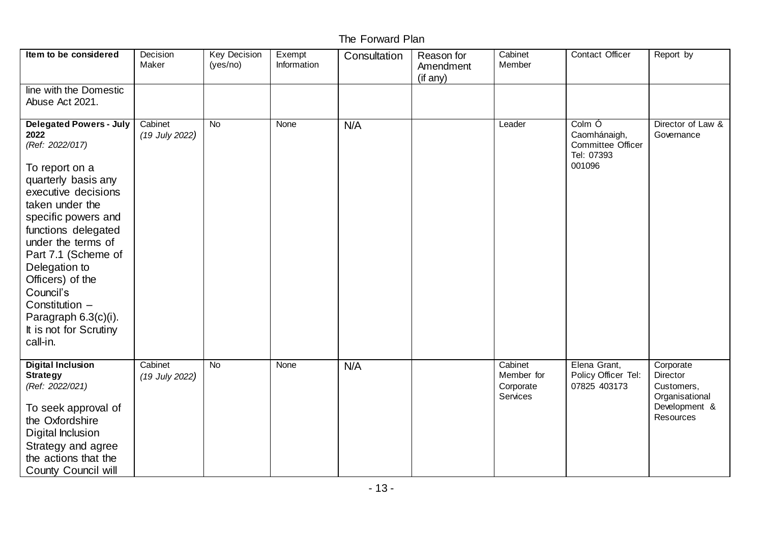The Forward Plan

| Item to be considered | Decision Maker | Key Decision (yes/no) | Exempt Information | Consultation | Reason for Amendment (if any) | Cabinet Member | Contact Officer | Report by |
|---|---|---|---|---|---|---|---|---|
| line with the Domestic Abuse Act 2021. | | | | | | | | |
| **Delegated Powers - July 2022** *(Ref: 2022/017)* To report on a quarterly basis any executive decisions taken under the specific powers and functions delegated under the terms of Part 7.1 (Scheme of Delegation to Officers) of the Council's Constitution – Paragraph 6.3(c)(i). It is not for Scrutiny call-in. | Cabinet *(19 July 2022)* | No | None | N/A | | Leader | Colm Ó Caomhánaigh, Committee Officer Tel: 07393 001096 | Director of Law & Governance |
| **Digital Inclusion Strategy** *(Ref: 2022/021)* To seek approval of the Oxfordshire Digital Inclusion Strategy and agree the actions that the County Council will | Cabinet *(19 July 2022)* | No | None | N/A | | Cabinet Member for Corporate Services | Elena Grant, Policy Officer Tel: 07825 403173 | Corporate Director Customers, Organisational Development & Resources |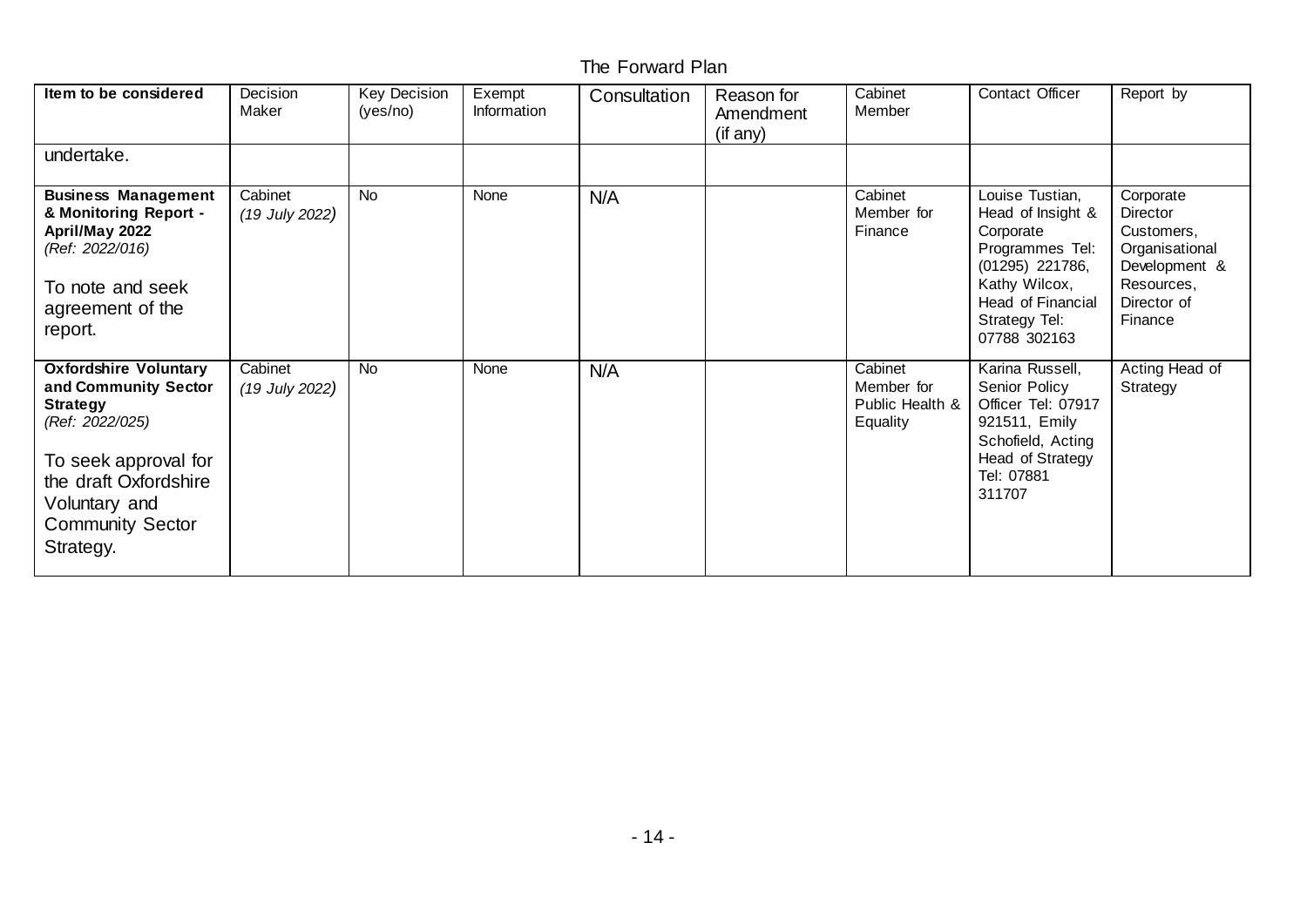The Forward Plan

| Item to be considered | Decision Maker | Key Decision (yes/no) | Exempt Information | Consultation | Reason for Amendment (if any) | Cabinet Member | Contact Officer | Report by |
|---|---|---|---|---|---|---|---|---|
| undertake. | | | | | | | | |
| **Business Management & Monitoring Report - April/May 2022** *(Ref: 2022/016)* To note and seek agreement of the report. | Cabinet *(19 July 2022)* | No | None | N/A | | Cabinet Member for Finance | Louise Tustian, Head of Insight & Corporate Programmes Tel: (01295) 221786, Kathy Wilcox, Head of Financial Strategy Tel: 07788 302163 | Corporate Director Customers, Organisational Development & Resources, Director of Finance |
| **Oxfordshire Voluntary and Community Sector Strategy** *(Ref: 2022/025)* To seek approval for the draft Oxfordshire Voluntary and Community Sector Strategy. | Cabinet *(19 July 2022)* | No | None | N/A | | Cabinet Member for Public Health & Equality | Karina Russell, Senior Policy Officer Tel: 07917 921511, Emily Schofield, Acting Head of Strategy Tel: 07881 311707 | Acting Head of Strategy |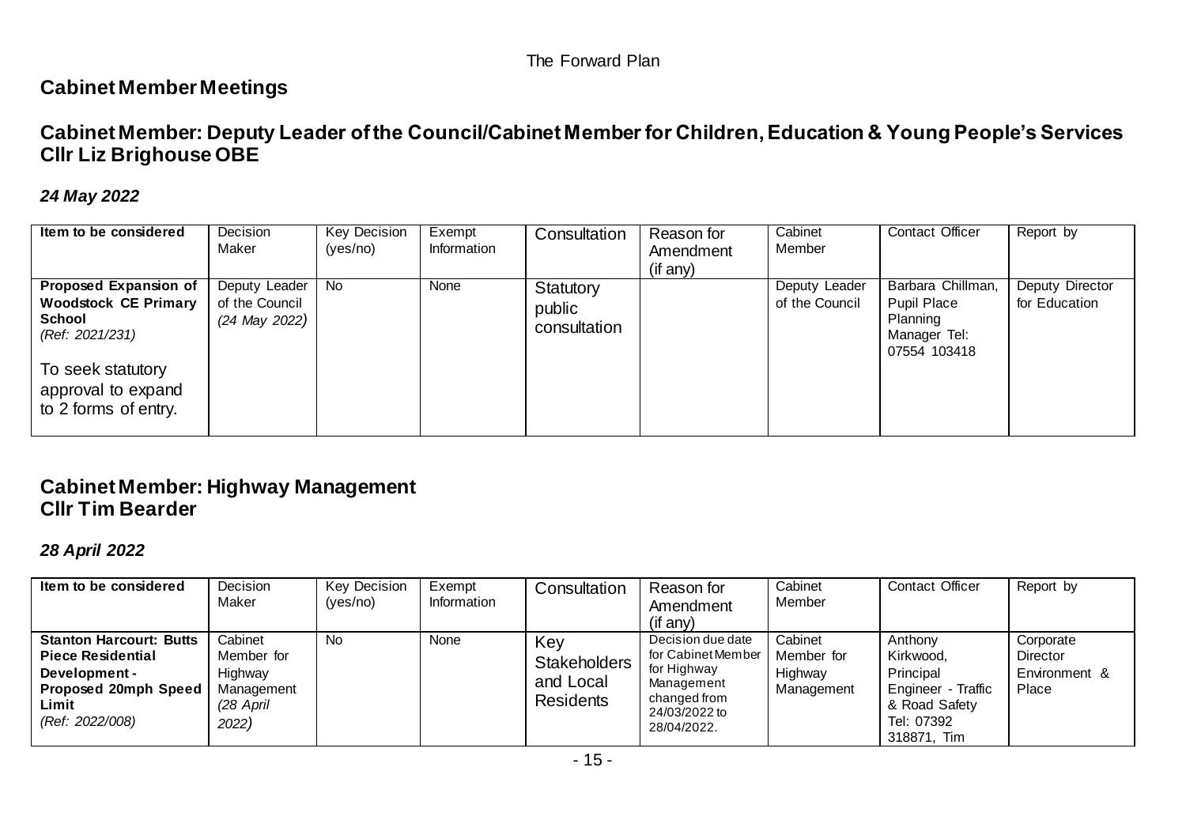The Forward Plan

## Cabinet Member Meetings

## Cabinet Member: Deputy Leader of the Council/Cabinet Member for Children, Education & Young People's Services Cllr Liz Brighouse OBE

### *24 May 2022*

| Item to be considered | Decision Maker | Key Decision (yes/no) | Exempt Information | Consultation | Reason for Amendment (if any) | Cabinet Member | Contact Officer | Report by |
|---|---|---|---|---|---|---|---|---|
| **Proposed Expansion of Woodstock CE Primary School** *(Ref: 2021/231)* To seek statutory approval to expand to 2 forms of entry. | Deputy Leader of the Council *(24 May 2022)* | No | None | Statutory public consultation | | Deputy Leader of the Council | Barbara Chillman, Pupil Place Planning Manager Tel: 07554 103418 | Deputy Director for Education |

## Cabinet Member: Highway Management Cllr Tim Bearder

### *28 April 2022*

| Item to be considered | Decision Maker | Key Decision (yes/no) | Exempt Information | Consultation | Reason for Amendment (if any) | Cabinet Member | Contact Officer | Report by |
|---|---|---|---|---|---|---|---|---|
| **Stanton Harcourt: Butts Piece Residential Development - Proposed 20mph Speed Limit** *(Ref: 2022/008)* | Cabinet Member for Highway Management *(28 April 2022)* | No | None | Key Stakeholders and Local Residents | Decision due date for Cabinet Member for Highway Management changed from 24/03/2022 to 28/04/2022. | Cabinet Member for Highway Management | Anthony Kirkwood, Principal Engineer - Traffic & Road Safety Tel: 07392 318871, Tim | Corporate Director Environment & Place |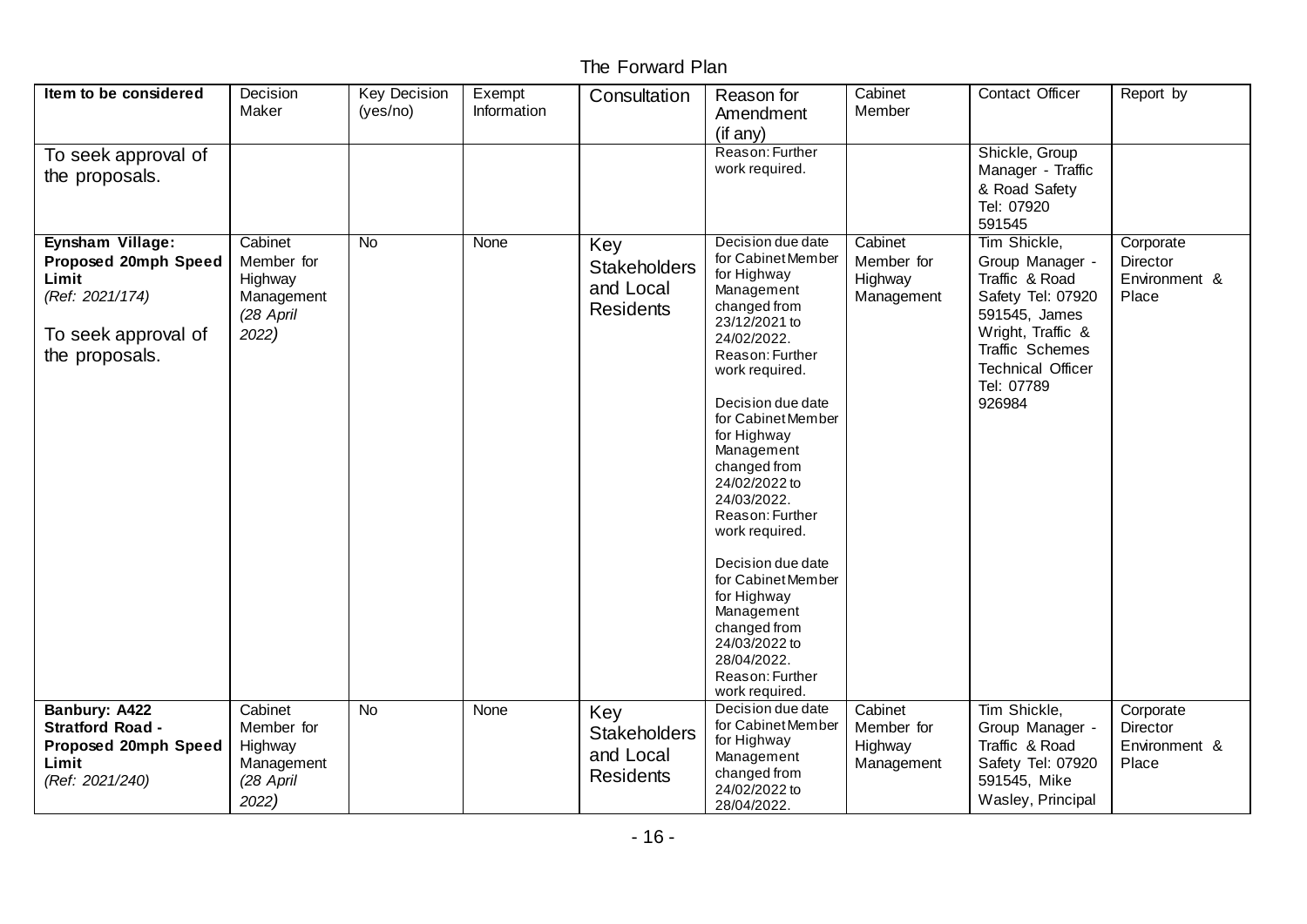# The Forward Plan

| Item to be considered | Decision Maker | Key Decision (yes/no) | Exempt Information | Consultation | Reason for Amendment (if any) | Cabinet Member | Contact Officer | Report by |
|---|---|---|---|---|---|---|---|---|
| To seek approval of the proposals. | | | | | Reason: Further work required. | | Shickle, Group Manager - Traffic & Road Safety Tel: 07920 591545 | |
| **Eynsham Village: Proposed 20mph Speed Limit** *(Ref: 2021/174)* To seek approval of the proposals. | Cabinet Member for Highway Management *(28 April 2022)* | No | None | Key Stakeholders and Local Residents | Decision due date for Cabinet Member for Highway Management changed from 23/12/2021 to 24/02/2022. Reason: Further work required. Decision due date for Cabinet Member for Highway Management changed from 24/02/2022 to 24/03/2022. Reason: Further work required. Decision due date for Cabinet Member for Highway Management changed from 24/03/2022 to 28/04/2022. Reason: Further work required. | Cabinet Member for Highway Management | Tim Shickle, Group Manager - Traffic & Road Safety Tel: 07920 591545, James Wright, Traffic & Traffic Schemes Technical Officer Tel: 07789 926984 | Corporate Director Environment & Place |
| **Banbury: A422 Stratford Road - Proposed 20mph Speed Limit** *(Ref: 2021/240)* | Cabinet Member for Highway Management *(28 April 2022)* | No | None | Key Stakeholders and Local Residents | Decision due date for Cabinet Member for Highway Management changed from 24/02/2022 to 28/04/2022. | Cabinet Member for Highway Management | Tim Shickle, Group Manager - Traffic & Road Safety Tel: 07920 591545, Mike Wasley, Principal | Corporate Director Environment & Place |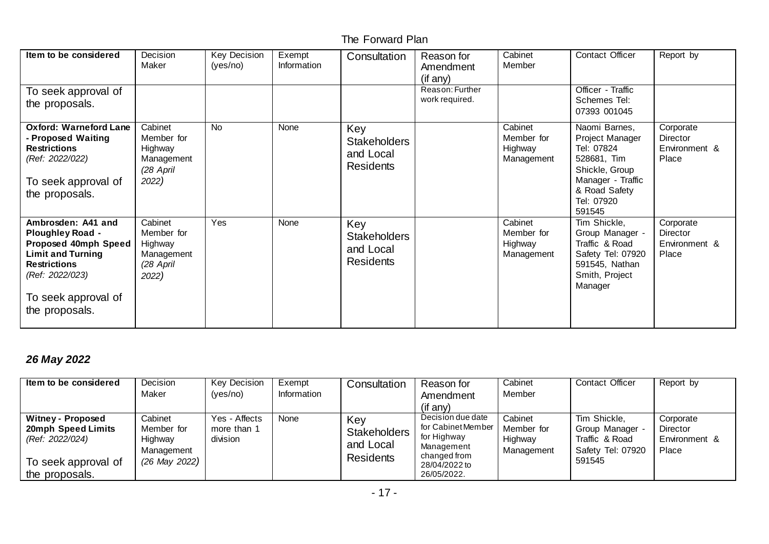The Forward Plan

| Item to be considered | Decision Maker | Key Decision (yes/no) | Exempt Information | Consultation | Reason for Amendment (if any) | Cabinet Member | Contact Officer | Report by |
|---|---|---|---|---|---|---|---|---|
| To seek approval of the proposals. | | | | | Reason: Further work required. | | Officer - Traffic Schemes Tel: 07393 001045 | |
| **Oxford: Warneford Lane - Proposed Waiting Restrictions** *(Ref: 2022/022)* To seek approval of the proposals. | Cabinet Member for Highway Management *(28 April 2022)* | No | None | Key Stakeholders and Local Residents | | Cabinet Member for Highway Management | Naomi Barnes, Project Manager Tel: 07824 528681, Tim Shickle, Group Manager - Traffic & Road Safety Tel: 07920 591545 | Corporate Director Environment & Place |
| **Ambrosden: A41 and Ploughley Road - Proposed 40mph Speed Limit and Turning Restrictions** *(Ref: 2022/023)* To seek approval of the proposals. | Cabinet Member for Highway Management *(28 April 2022)* | Yes | None | Key Stakeholders and Local Residents | | Cabinet Member for Highway Management | Tim Shickle, Group Manager - Traffic & Road Safety Tel: 07920 591545, Nathan Smith, Project Manager | Corporate Director Environment & Place |

## *26 May 2022*

| Item to be considered | Decision Maker | Key Decision (yes/no) | Exempt Information | Consultation | Reason for Amendment (if any) | Cabinet Member | Contact Officer | Report by |
|---|---|---|---|---|---|---|---|---|
| **Witney - Proposed 20mph Speed Limits** *(Ref: 2022/024)* To seek approval of the proposals. | Cabinet Member for Highway Management *(26 May 2022)* | Yes - Affects more than 1 division | None | Key Stakeholders and Local Residents | Decision due date for Cabinet Member for Highway Management changed from 28/04/2022 to 26/05/2022. | Cabinet Member for Highway Management | Tim Shickle, Group Manager - Traffic & Road Safety Tel: 07920 591545 | Corporate Director Environment & Place |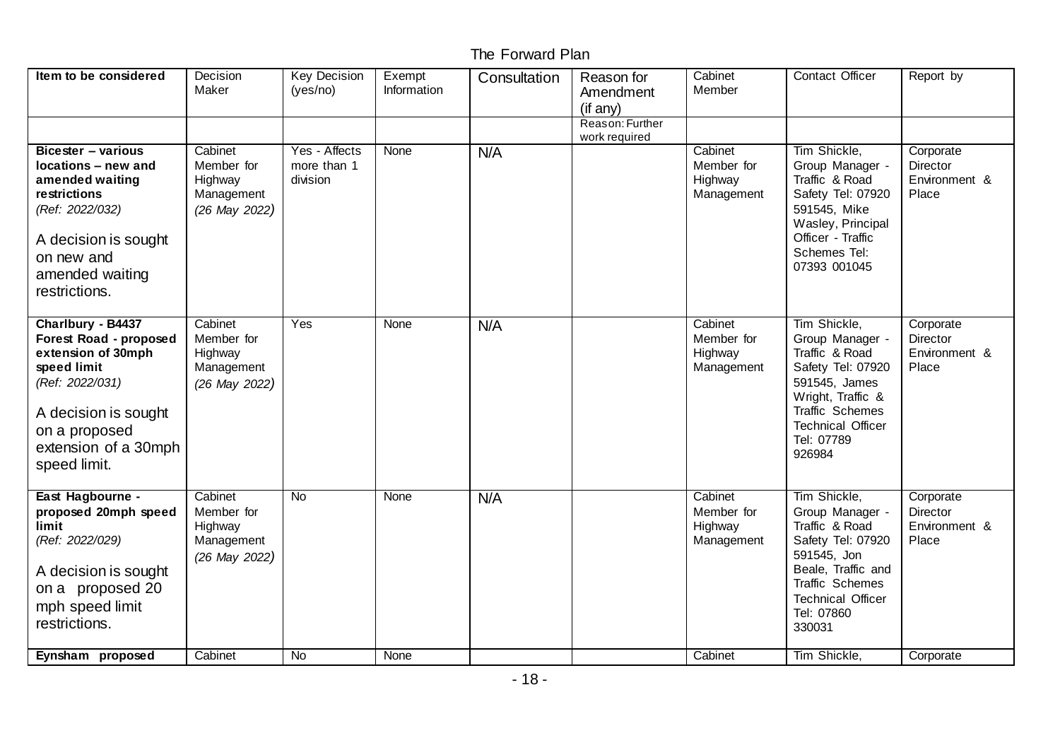# The Forward Plan

| Item to be considered | Decision Maker | Key Decision (yes/no) | Exempt Information | Consultation | Reason for Amendment (if any) | Cabinet Member | Contact Officer | Report by |
|---|---|---|---|---|---|---|---|---|
| | | | | | Reason: Further work required | | | |
| **Bicester – various locations – new and amended waiting restrictions** *(Ref: 2022/032)* A decision is sought on new and amended waiting restrictions. | Cabinet Member for Highway Management *(26 May 2022)* | Yes - Affects more than 1 division | None | N/A | | Cabinet Member for Highway Management | Tim Shickle, Group Manager - Traffic & Road Safety Tel: 07920 591545, Mike Wasley, Principal Officer - Traffic Schemes Tel: 07393 001045 | Corporate Director Environment & Place |
| **Charlbury - B4437 Forest Road - proposed extension of 30mph speed limit** *(Ref: 2022/031)* A decision is sought on a proposed extension of a 30mph speed limit. | Cabinet Member for Highway Management *(26 May 2022)* | Yes | None | N/A | | Cabinet Member for Highway Management | Tim Shickle, Group Manager - Traffic & Road Safety Tel: 07920 591545, James Wright, Traffic & Traffic Schemes Technical Officer Tel: 07789 926984 | Corporate Director Environment & Place |
| **East Hagbourne - proposed 20mph speed limit** *(Ref: 2022/029)* A decision is sought on a proposed 20 mph speed limit restrictions. | Cabinet Member for Highway Management *(26 May 2022)* | No | None | N/A | | Cabinet Member for Highway Management | Tim Shickle, Group Manager - Traffic & Road Safety Tel: 07920 591545, Jon Beale, Traffic and Traffic Schemes Technical Officer Tel: 07860 330031 | Corporate Director Environment & Place |
| **Eynsham proposed** | Cabinet | No | None | | | Cabinet | Tim Shickle, | Corporate |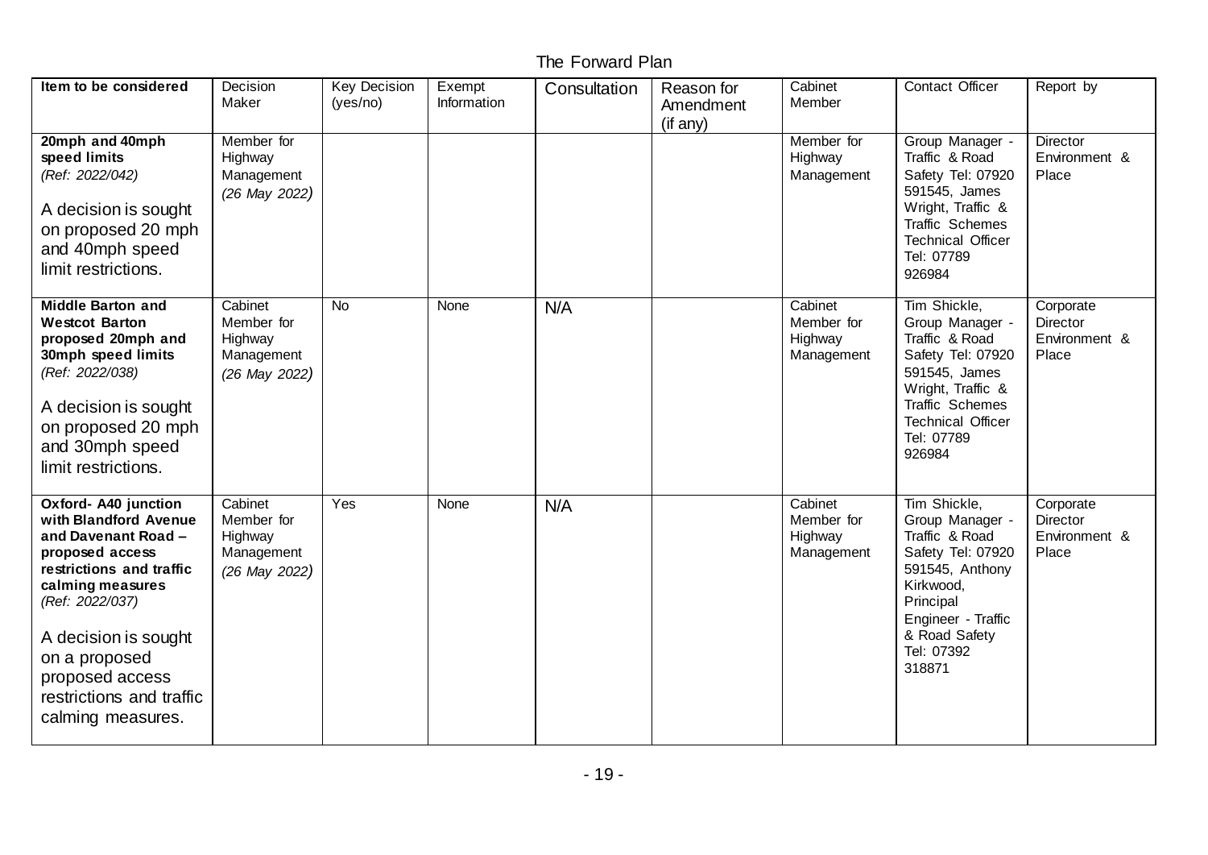The Forward Plan

| Item to be considered | Decision Maker | Key Decision (yes/no) | Exempt Information | Consultation | Reason for Amendment (if any) | Cabinet Member | Contact Officer | Report by |
|---|---|---|---|---|---|---|---|---|
| **20mph and 40mph speed limits** *(Ref: 2022/042)* A decision is sought on proposed 20 mph and 40mph speed limit restrictions. | Member for Highway Management *(26 May 2022)* | | | | | Member for Highway Management | Group Manager - Traffic & Road Safety Tel: 07920 591545, James Wright, Traffic & Traffic Schemes Technical Officer Tel: 07789 926984 | Director Environment & Place |
| **Middle Barton and Westcot Barton proposed 20mph and 30mph speed limits** *(Ref: 2022/038)* A decision is sought on proposed 20 mph and 30mph speed limit restrictions. | Cabinet Member for Highway Management *(26 May 2022)* | No | None | N/A | | Cabinet Member for Highway Management | Tim Shickle, Group Manager - Traffic & Road Safety Tel: 07920 591545, James Wright, Traffic & Traffic Schemes Technical Officer Tel: 07789 926984 | Corporate Director Environment & Place |
| **Oxford- A40 junction with Blandford Avenue and Davenant Road – proposed access restrictions and traffic calming measures** *(Ref: 2022/037)* A decision is sought on a proposed proposed access restrictions and traffic calming measures. | Cabinet Member for Highway Management *(26 May 2022)* | Yes | None | N/A | | Cabinet Member for Highway Management | Tim Shickle, Group Manager - Traffic & Road Safety Tel: 07920 591545, Anthony Kirkwood, Principal Engineer - Traffic & Road Safety Tel: 07392 318871 | Corporate Director Environment & Place |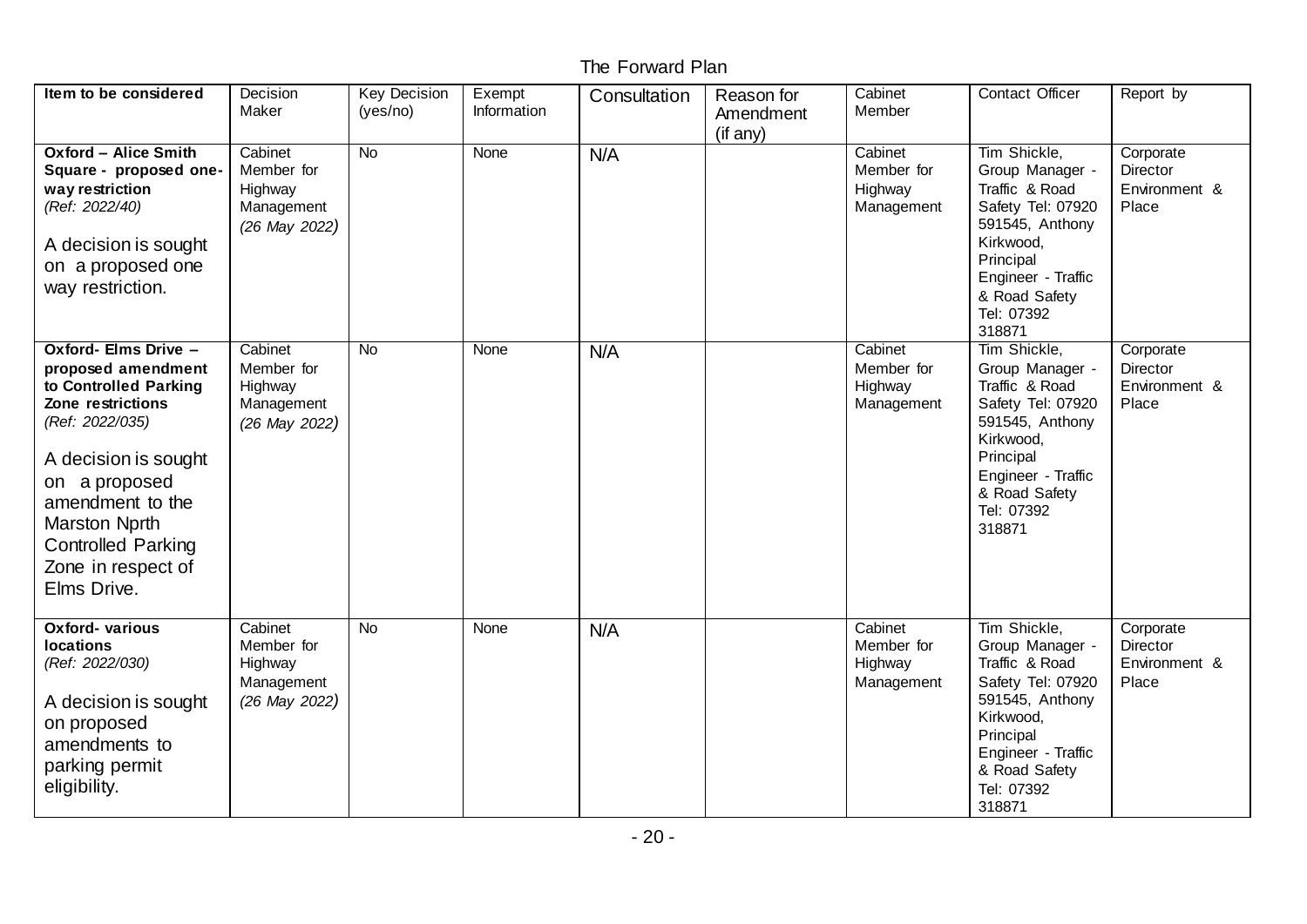The Forward Plan

| Item to be considered | Decision Maker | Key Decision (yes/no) | Exempt Information | Consultation | Reason for Amendment (if any) | Cabinet Member | Contact Officer | Report by |
|---|---|---|---|---|---|---|---|---|
| **Oxford – Alice Smith Square - proposed one-way restriction** *(Ref: 2022/40)* A decision is sought on a proposed one way restriction. | Cabinet Member for Highway Management *(26 May 2022)* | No | None | N/A | | Cabinet Member for Highway Management | Tim Shickle, Group Manager - Traffic & Road Safety Tel: 07920 591545, Anthony Kirkwood, Principal Engineer - Traffic & Road Safety Tel: 07392 318871 | Corporate Director Environment & Place |
| **Oxford- Elms Drive – proposed amendment to Controlled Parking Zone restrictions** *(Ref: 2022/035)* A decision is sought on a proposed amendment to the Marston Nprth Controlled Parking Zone in respect of Elms Drive. | Cabinet Member for Highway Management *(26 May 2022)* | No | None | N/A | | Cabinet Member for Highway Management | Tim Shickle, Group Manager - Traffic & Road Safety Tel: 07920 591545, Anthony Kirkwood, Principal Engineer - Traffic & Road Safety Tel: 07392 318871 | Corporate Director Environment & Place |
| **Oxford- various locations** *(Ref: 2022/030)* A decision is sought on proposed amendments to parking permit eligibility. | Cabinet Member for Highway Management *(26 May 2022)* | No | None | N/A | | Cabinet Member for Highway Management | Tim Shickle, Group Manager - Traffic & Road Safety Tel: 07920 591545, Anthony Kirkwood, Principal Engineer - Traffic & Road Safety Tel: 07392 318871 | Corporate Director Environment & Place |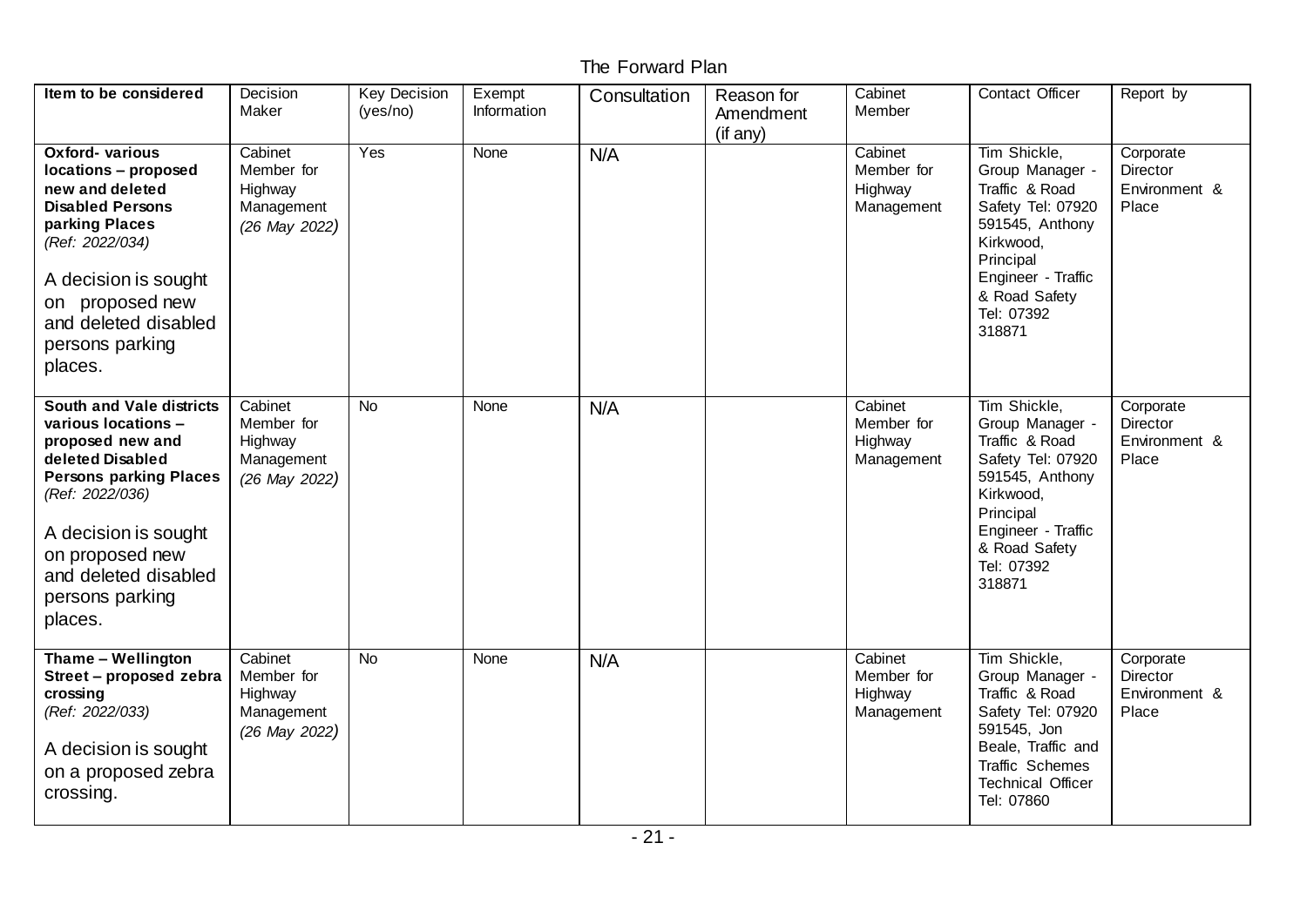The Forward Plan

| Item to be considered | Decision Maker | Key Decision (yes/no) | Exempt Information | Consultation | Reason for Amendment (if any) | Cabinet Member | Contact Officer | Report by |
|---|---|---|---|---|---|---|---|---|
| **Oxford- various locations – proposed new and deleted Disabled Persons parking Places** *(Ref: 2022/034)* A decision is sought on proposed new and deleted disabled persons parking places. | Cabinet Member for Highway Management *(26 May 2022)* | Yes | None | N/A | | Cabinet Member for Highway Management | Tim Shickle, Group Manager - Traffic & Road Safety Tel: 07920 591545, Anthony Kirkwood, Principal Engineer - Traffic & Road Safety Tel: 07392 318871 | Corporate Director Environment & Place |
| **South and Vale districts various locations – proposed new and deleted Disabled Persons parking Places** *(Ref: 2022/036)* A decision is sought on proposed new and deleted disabled persons parking places. | Cabinet Member for Highway Management *(26 May 2022)* | No | None | N/A | | Cabinet Member for Highway Management | Tim Shickle, Group Manager - Traffic & Road Safety Tel: 07920 591545, Anthony Kirkwood, Principal Engineer - Traffic & Road Safety Tel: 07392 318871 | Corporate Director Environment & Place |
| **Thame – Wellington Street – proposed zebra crossing** *(Ref: 2022/033)* A decision is sought on a proposed zebra crossing. | Cabinet Member for Highway Management *(26 May 2022)* | No | None | N/A | | Cabinet Member for Highway Management | Tim Shickle, Group Manager - Traffic & Road Safety Tel: 07920 591545, Jon Beale, Traffic and Traffic Schemes Technical Officer Tel: 07860 | Corporate Director Environment & Place |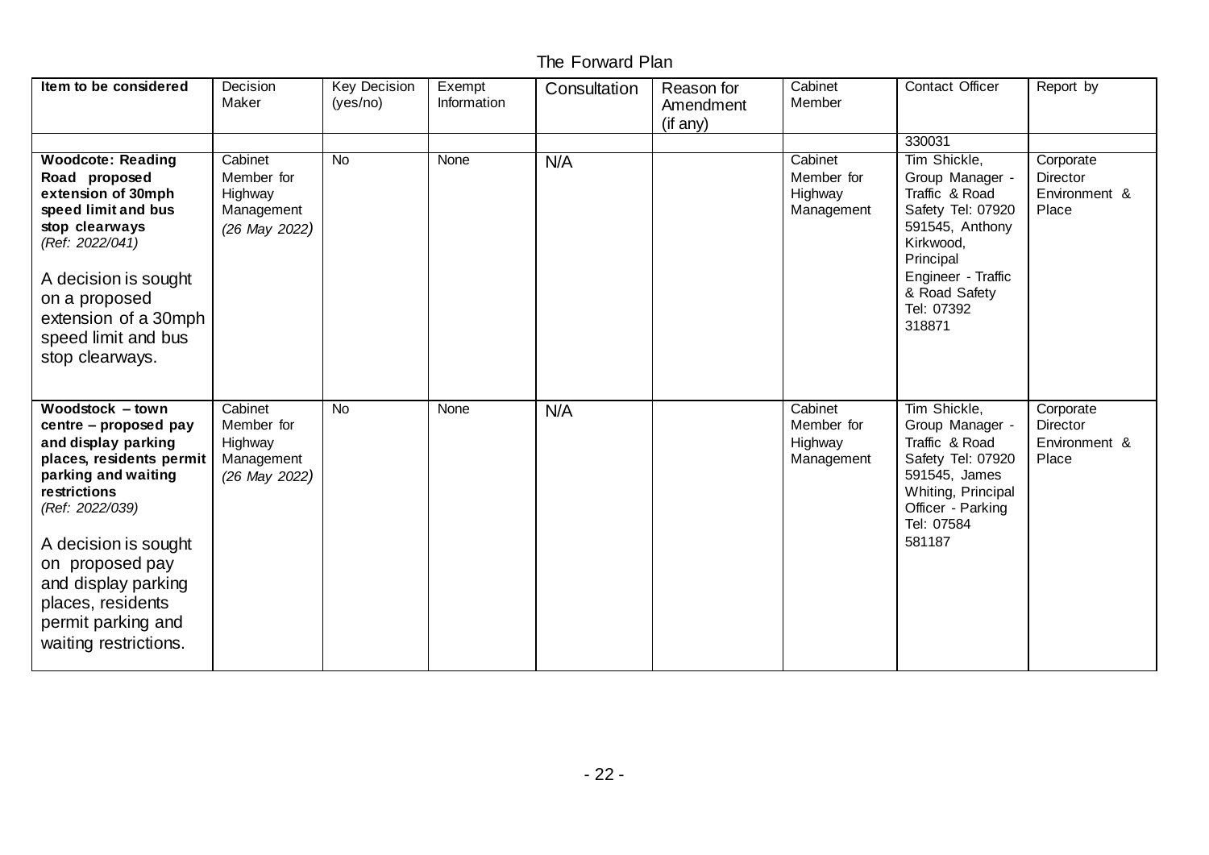The Forward Plan

| Item to be considered | Decision Maker | Key Decision (yes/no) | Exempt Information | Consultation | Reason for Amendment (if any) | Cabinet Member | Contact Officer | Report by |
|---|---|---|---|---|---|---|---|---|
| | | | | | | | 330031 | |
| **Woodcote: Reading Road proposed extension of 30mph speed limit and bus stop clearways** *(Ref: 2022/041)*<br><br>A decision is sought on a proposed extension of a 30mph speed limit and bus stop clearways. | Cabinet Member for Highway Management *(26 May 2022)* | No | None | N/A | | Cabinet Member for Highway Management | Tim Shickle, Group Manager - Traffic & Road Safety Tel: 07920 591545, Anthony Kirkwood, Principal Engineer - Traffic & Road Safety Tel: 07392 318871 | Corporate Director Environment & Place |
| **Woodstock – town centre – proposed pay and display parking places, residents permit parking and waiting restrictions** *(Ref: 2022/039)*<br><br>A decision is sought on proposed pay and display parking places, residents permit parking and waiting restrictions. | Cabinet Member for Highway Management *(26 May 2022)* | No | None | N/A | | Cabinet Member for Highway Management | Tim Shickle, Group Manager - Traffic & Road Safety Tel: 07920 591545, James Whiting, Principal Officer - Parking Tel: 07584 581187 | Corporate Director Environment & Place |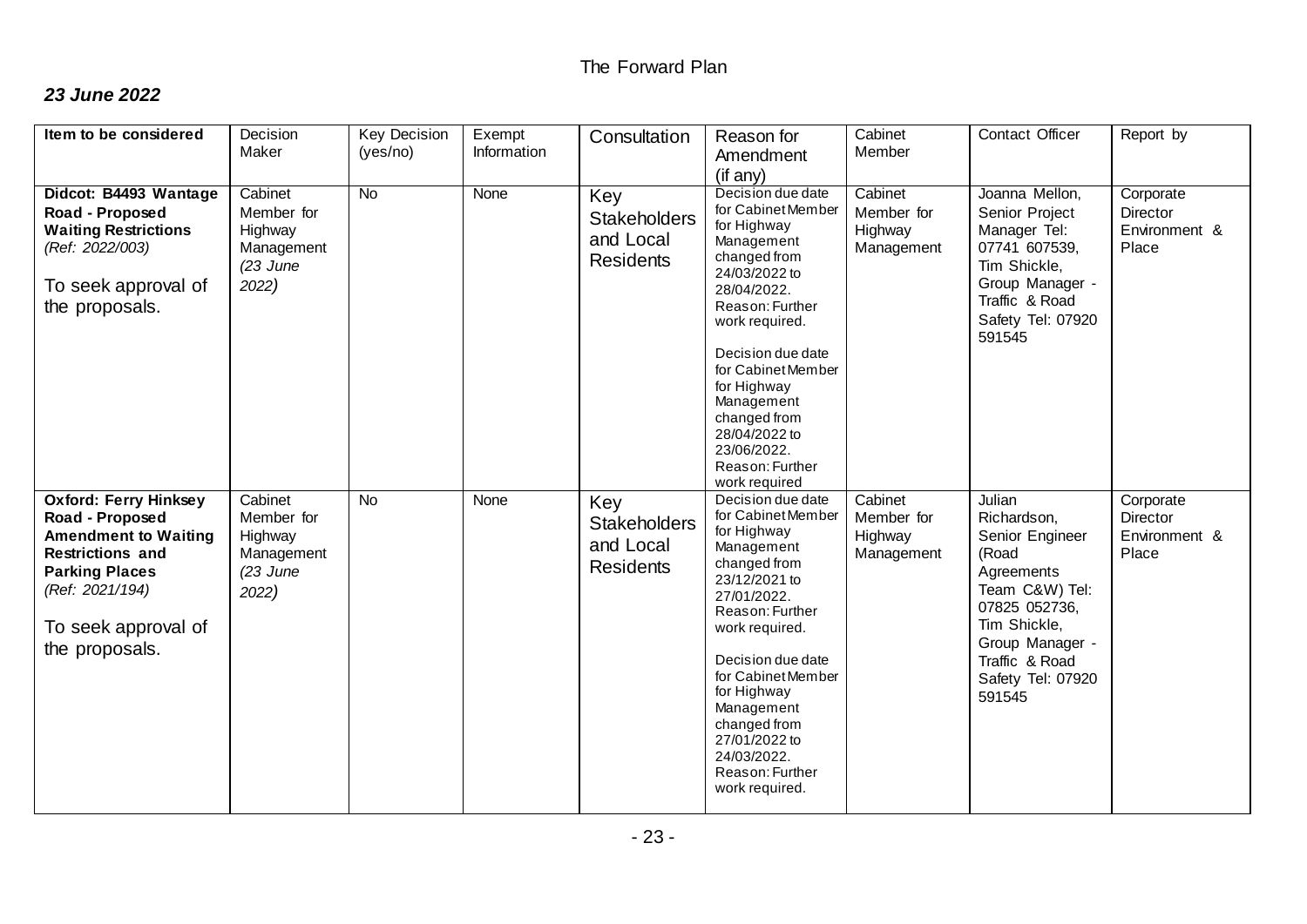The Forward Plan

***23 June 2022***

| Item to be considered | Decision Maker | Key Decision (yes/no) | Exempt Information | Consultation | Reason for Amendment (if any) | Cabinet Member | Contact Officer | Report by |
|---|---|---|---|---|---|---|---|---|
| **Didcot: B4493 Wantage Road - Proposed Waiting Restrictions** *(Ref: 2022/003)*<br><br>To seek approval of the proposals. | Cabinet Member for Highway Management *(23 June 2022)* | No | None | Key Stakeholders and Local Residents | Decision due date for Cabinet Member for Highway Management changed from 24/03/2022 to 28/04/2022. Reason: Further work required.<br><br>Decision due date for Cabinet Member for Highway Management changed from 28/04/2022 to 23/06/2022. Reason: Further work required | Cabinet Member for Highway Management | Joanna Mellon, Senior Project Manager Tel: 07741 607539, Tim Shickle, Group Manager - Traffic & Road Safety Tel: 07920 591545 | Corporate Director Environment & Place |
| **Oxford: Ferry Hinksey Road - Proposed Amendment to Waiting Restrictions and Parking Places** *(Ref: 2021/194)*<br><br>To seek approval of the proposals. | Cabinet Member for Highway Management *(23 June 2022)* | No | None | Key Stakeholders and Local Residents | Decision due date for Cabinet Member for Highway Management changed from 23/12/2021 to 27/01/2022. Reason: Further work required.<br><br>Decision due date for Cabinet Member for Highway Management changed from 27/01/2022 to 24/03/2022. Reason: Further work required. | Cabinet Member for Highway Management | Julian Richardson, Senior Engineer (Road Agreements Team C&W) Tel: 07825 052736, Tim Shickle, Group Manager - Traffic & Road Safety Tel: 07920 591545 | Corporate Director Environment & Place |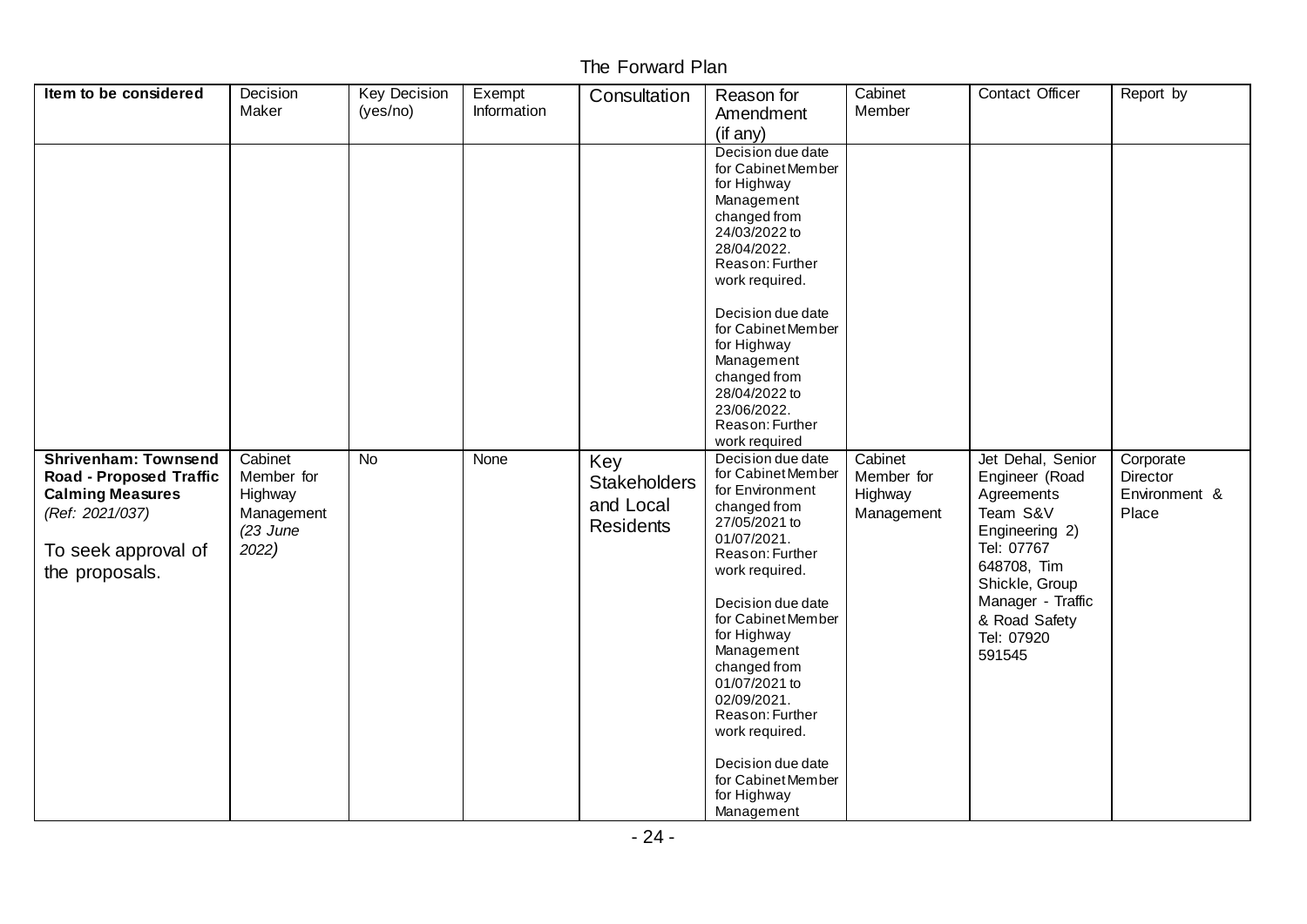The Forward Plan

| Item to be considered | Decision Maker | Key Decision (yes/no) | Exempt Information | Consultation | Reason for Amendment (if any) | Cabinet Member | Contact Officer | Report by |
|---|---|---|---|---|---|---|---|---|
| | | | | | Decision due date for Cabinet Member for Highway Management changed from 24/03/2022 to 28/04/2022. Reason: Further work required. Decision due date for Cabinet Member for Highway Management changed from 28/04/2022 to 23/06/2022. Reason: Further work required | | | |
| **Shrivenham: Townsend Road - Proposed Traffic Calming Measures** *(Ref: 2021/037)* To seek approval of the proposals. | Cabinet Member for Highway Management *(23 June 2022)* | No | None | Key Stakeholders and Local Residents | Decision due date for Cabinet Member for Environment changed from 27/05/2021 to 01/07/2021. Reason: Further work required. Decision due date for Cabinet Member for Highway Management changed from 01/07/2021 to 02/09/2021. Reason: Further work required. Decision due date for Cabinet Member for Highway Management | Cabinet Member for Highway Management | Jet Dehal, Senior Engineer (Road Agreements Team S&V Engineering 2) Tel: 07767 648708, Tim Shickle, Group Manager - Traffic & Road Safety Tel: 07920 591545 | Corporate Director Environment & Place |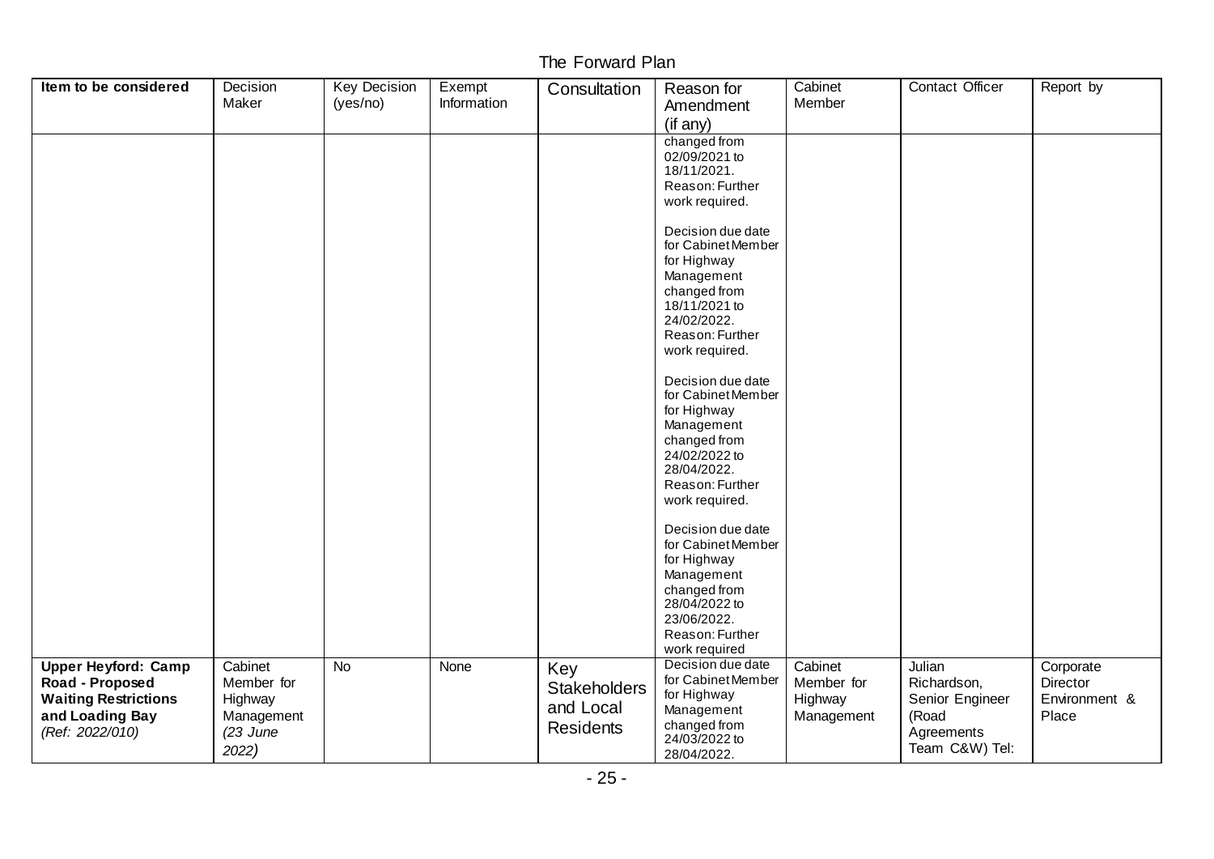The Forward Plan

| Item to be considered | Decision Maker | Key Decision (yes/no) | Exempt Information | Consultation | Reason for Amendment (if any) | Cabinet Member | Contact Officer | Report by |
|---|---|---|---|---|---|---|---|---|
| | | | | | changed from 02/09/2021 to 18/11/2021. Reason: Further work required.<br><br>Decision due date for Cabinet Member for Highway Management changed from 18/11/2021 to 24/02/2022. Reason: Further work required.<br><br>Decision due date for Cabinet Member for Highway Management changed from 24/02/2022 to 28/04/2022. Reason: Further work required.<br><br>Decision due date for Cabinet Member for Highway Management changed from 28/04/2022 to 23/06/2022. Reason: Further work required | | | |
| **Upper Heyford: Camp Road - Proposed Waiting Restrictions and Loading Bay** *(Ref: 2022/010)* | Cabinet Member for Highway Management *(23 June 2022)* | No | None | Key Stakeholders and Local Residents | Decision due date for Cabinet Member for Highway Management changed from 24/03/2022 to 28/04/2022. | Cabinet Member for Highway Management | Julian Richardson, Senior Engineer (Road Agreements Team C&W) Tel: | Corporate Director Environment & Place |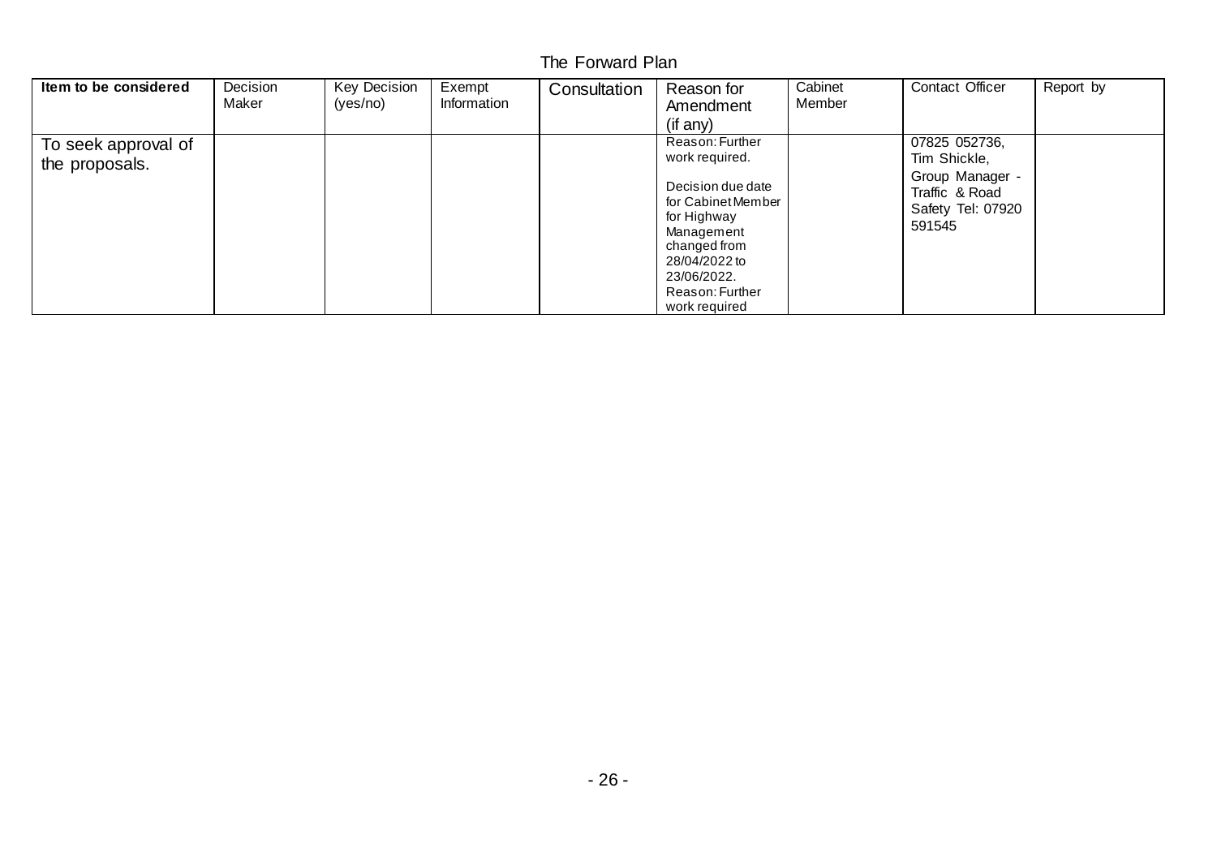The Forward Plan

| **Item to be considered** | Decision Maker | Key Decision (yes/no) | Exempt Information | Consultation | Reason for Amendment (if any) | Cabinet Member | Contact Officer | Report by |
|---|---|---|---|---|---|---|---|---|
| To seek approval of the proposals. | | | | | Reason: Further work required.<br><br>Decision due date for Cabinet Member for Highway Management changed from 28/04/2022 to 23/06/2022.<br>Reason: Further work required | | 07825 052736, Tim Shickle, Group Manager - Traffic & Road Safety Tel: 07920 591545 | |